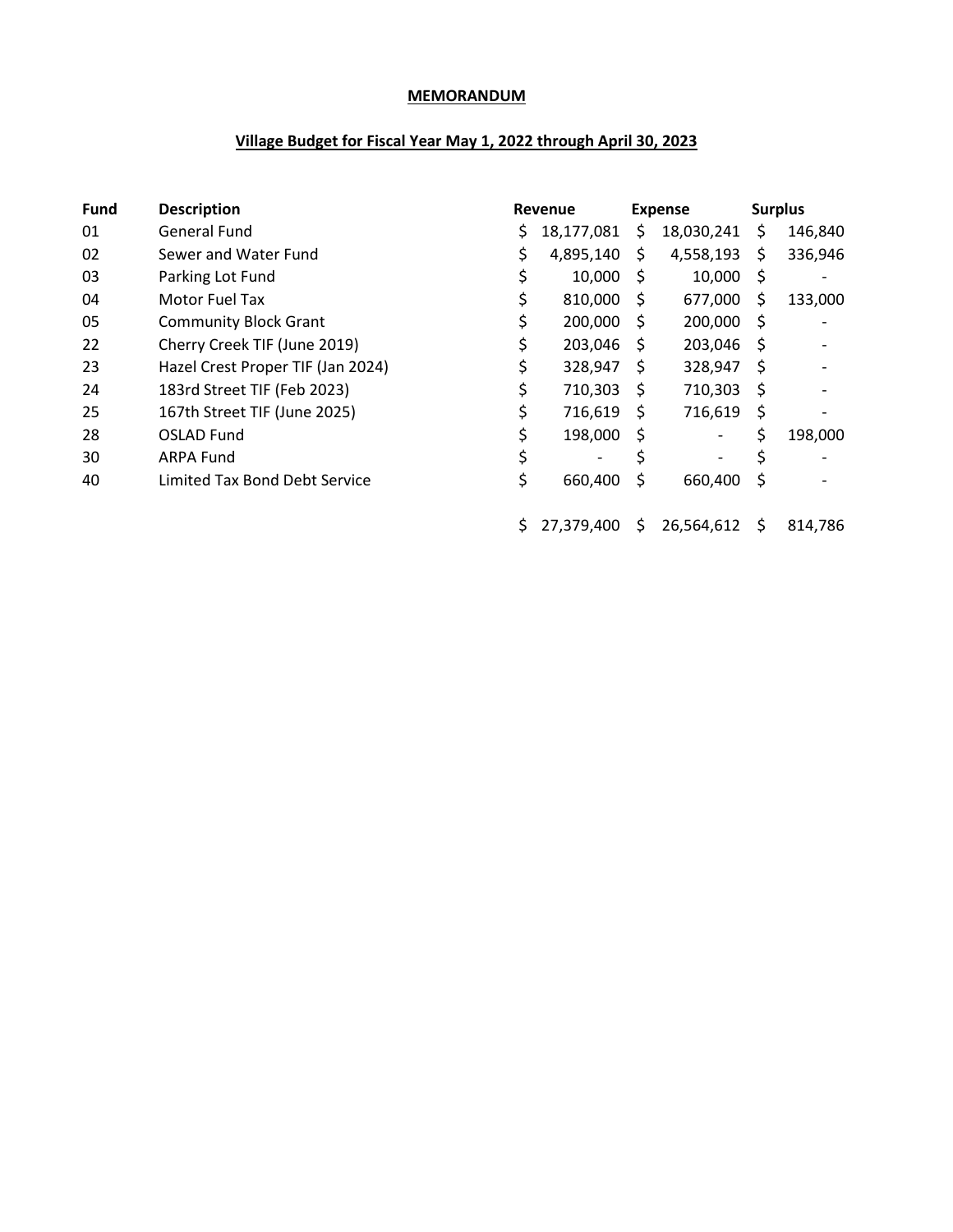**MEMORANDUM**

**Village Budget for Fiscal Year May 1, 2022 through April 30, 2023**

| Fund | Description | Revenue | Expense | Surplus |
|---|---|---|---|---|
| 01 | General Fund | $ 18,177,081 | $ 18,030,241 | $ 146,840 |
| 02 | Sewer and Water Fund | $ 4,895,140 | $ 4,558,193 | $ 336,946 |
| 03 | Parking Lot Fund | $ 10,000 | $ 10,000 | $ - |
| 04 | Motor Fuel Tax | $ 810,000 | $ 677,000 | $ 133,000 |
| 05 | Community Block Grant | $ 200,000 | $ 200,000 | $ - |
| 22 | Cherry Creek TIF (June 2019) | $ 203,046 | $ 203,046 | $ - |
| 23 | Hazel Crest Proper TIF (Jan 2024) | $ 328,947 | $ 328,947 | $ - |
| 24 | 183rd Street TIF (Feb 2023) | $ 710,303 | $ 710,303 | $ - |
| 25 | 167th Street TIF (June 2025) | $ 716,619 | $ 716,619 | $ - |
| 28 | OSLAD Fund | $ 198,000 | $ - | $ 198,000 |
| 30 | ARPA Fund | $ - | $ - | $ - |
| 40 | Limited Tax Bond Debt Service | $ 660,400 | $ 660,400 | $ - |
| | | $ 27,379,400 | $ 26,564,612 | $ 814,786 |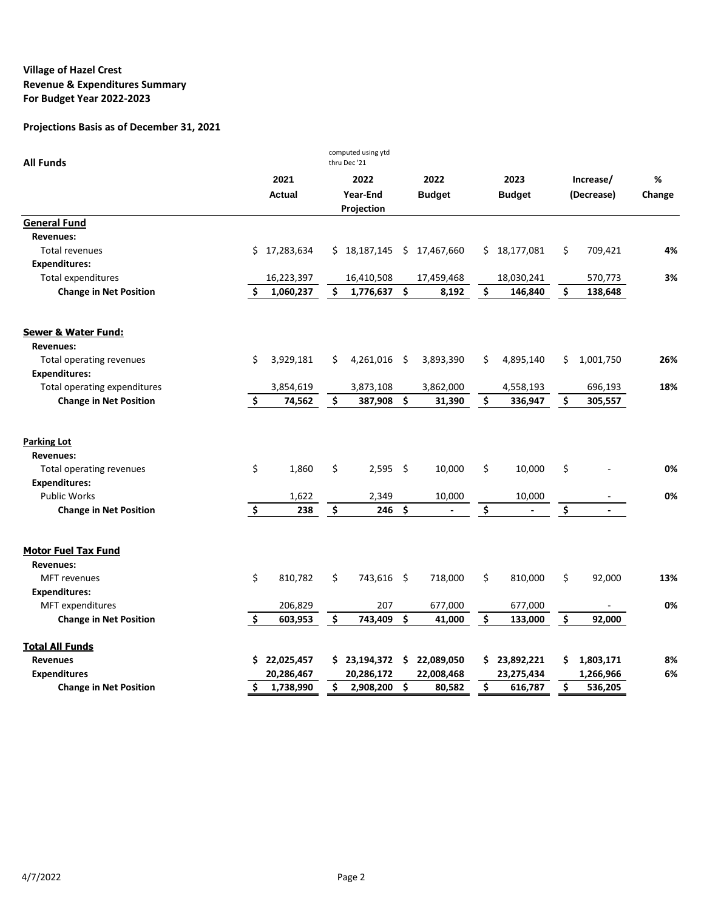**Village of Hazel Crest**
**Revenue & Expenditures Summary**
**For Budget Year 2022-2023**

**Projections Basis as of December 31, 2021**

| All Funds | 2021 Actual | 2022 Year-End Projection (computed using ytd thru Dec '21) | 2022 Budget | 2023 Budget | Increase/ (Decrease) | % Change |
|---|---|---|---|---|---|---|
| **General Fund** | | | | | | |
| **Revenues:** | | | | | | |
| Total revenues | $ 17,283,634 | $ 18,187,145 | $ 17,467,660 | $ 18,177,081 | $ 709,421 | **4%** |
| **Expenditures:** | | | | | | |
| Total expenditures | 16,223,397 | 16,410,508 | 17,459,468 | 18,030,241 | 570,773 | **3%** |
| **Change in Net Position** | **$ 1,060,237** | **$ 1,776,637** | **$ 8,192** | **$ 146,840** | **$ 138,648** | |
| **Sewer & Water Fund:** | | | | | | |
| **Revenues:** | | | | | | |
| Total operating revenues | $ 3,929,181 | $ 4,261,016 | $ 3,893,390 | $ 4,895,140 | $ 1,001,750 | **26%** |
| **Expenditures:** | | | | | | |
| Total operating expenditures | 3,854,619 | 3,873,108 | 3,862,000 | 4,558,193 | 696,193 | **18%** |
| **Change in Net Position** | **$ 74,562** | **$ 387,908** | **$ 31,390** | **$ 336,947** | **$ 305,557** | |
| **Parking Lot** | | | | | | |
| **Revenues:** | | | | | | |
| Total operating revenues | $ 1,860 | $ 2,595 | $ 10,000 | $ 10,000 | $ - | **0%** |
| **Expenditures:** | | | | | | |
| Public Works | 1,622 | 2,349 | 10,000 | 10,000 | - | **0%** |
| **Change in Net Position** | **$ 238** | **$ 246** | **$ -** | **$ -** | **$ -** | |
| **Motor Fuel Tax Fund** | | | | | | |
| **Revenues:** | | | | | | |
| MFT revenues | $ 810,782 | $ 743,616 | $ 718,000 | $ 810,000 | $ 92,000 | **13%** |
| **Expenditures:** | | | | | | |
| MFT expenditures | 206,829 | 207 | 677,000 | 677,000 | - | **0%** |
| **Change in Net Position** | **$ 603,953** | **$ 743,409** | **$ 41,000** | **$ 133,000** | **$ 92,000** | |
| **Total All Funds** | | | | | | |
| **Revenues** | **$ 22,025,457** | **$ 23,194,372** | **$ 22,089,050** | **$ 23,892,221** | **$ 1,803,171** | **8%** |
| **Expenditures** | **20,286,467** | **20,286,172** | **22,008,468** | **23,275,434** | **1,266,966** | **6%** |
| **Change in Net Position** | **$ 1,738,990** | **$ 2,908,200** | **$ 80,582** | **$ 616,787** | **$ 536,205** | |

4/7/2022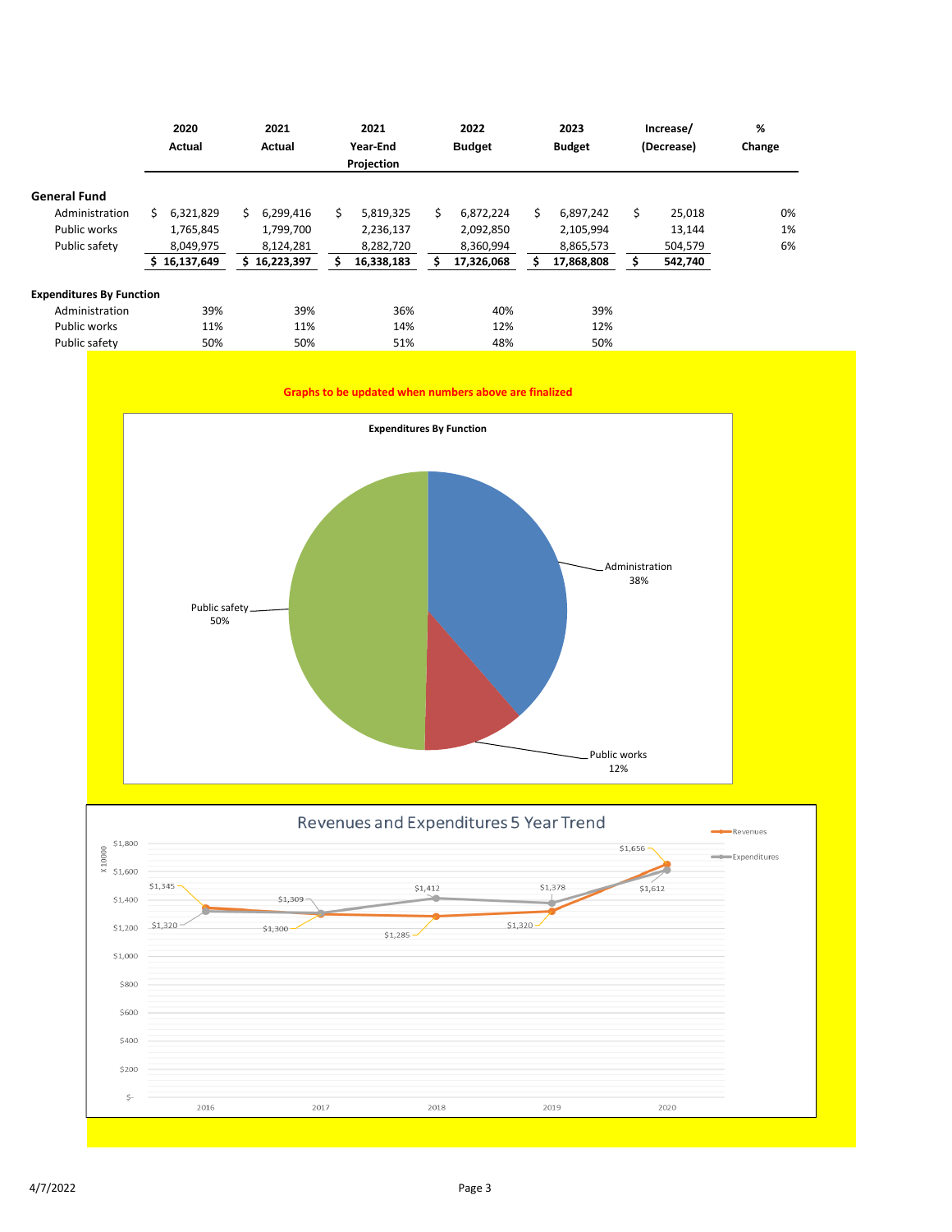| | 2020 Actual | 2021 Actual | 2021 Year-End Projection | 2022 Budget | 2023 Budget | Increase/ (Decrease) | % Change |
|---|---|---|---|---|---|---|---|
| **General Fund** | | | | | | | |
| Administration | $ 6,321,829 | $ 6,299,416 | $ 5,819,325 | $ 6,872,224 | $ 6,897,242 | $ 25,018 | 0% |
| Public works | 1,765,845 | 1,799,700 | 2,236,137 | 2,092,850 | 2,105,994 | 13,144 | 1% |
| Public safety | 8,049,975 | 8,124,281 | 8,282,720 | 8,360,994 | 8,865,573 | 504,579 | 6% |
| | **$ 16,137,649** | **$ 16,223,397** | **$ 16,338,183** | **$ 17,326,068** | **$ 17,868,808** | **$ 542,740** | |
| **Expenditures By Function** | | | | | | | |
| Administration | 39% | 39% | 36% | 40% | 39% | | |
| Public works | 11% | 11% | 14% | 12% | 12% | | |
| Public safety | 50% | 50% | 51% | 48% | 50% | | |

**Graphs to be updated when numbers above are finalized**

**Expenditures By Function**

- Administration 38%
- Public works 12%
- Public safety 50%

**Revenues and Expenditures 5 Year Trend** (x 10000)

| Year | Revenues | Expenditures |
|---|---|---|
| 2016 | $1,345 | $1,320 |
| 2017 | $1,300 | $1,309 |
| 2018 | $1,285 | $1,412 |
| 2019 | $1,320 | $1,378 |
| 2020 | $1,656 | $1,612 |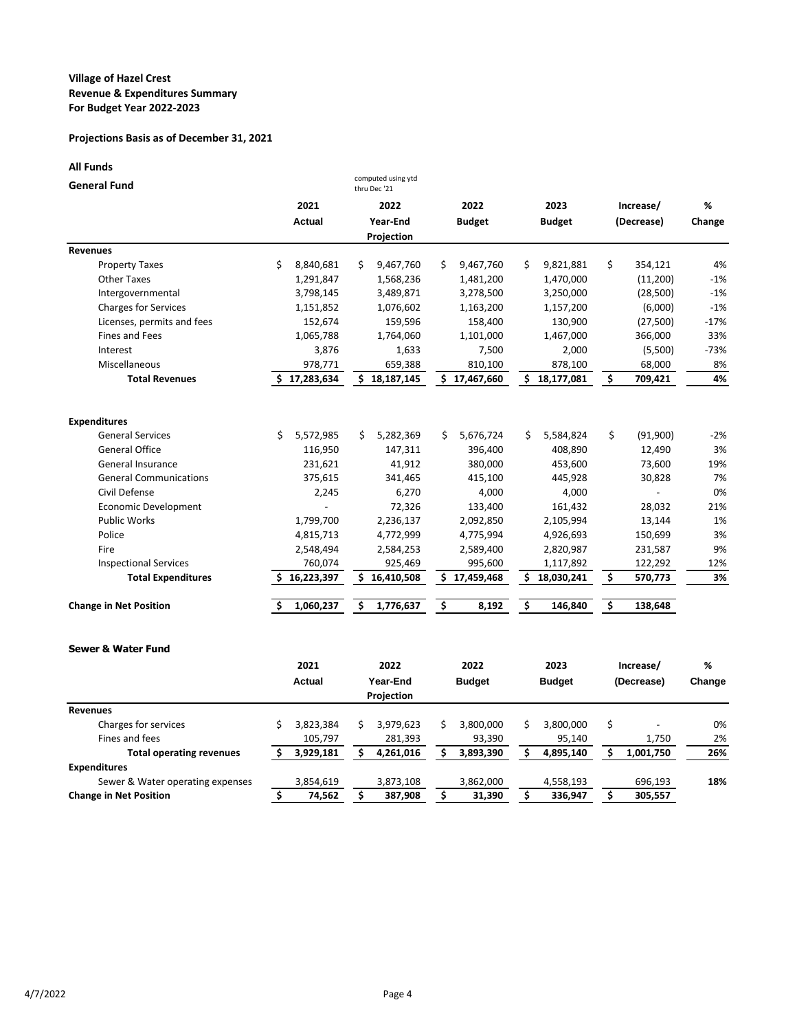**Village of Hazel Crest**
**Revenue & Expenditures Summary**
**For Budget Year 2022-2023**

**Projections Basis as of December 31, 2021**

**All Funds**

**General Fund**

| | 2021 Actual | 2022 Year-End Projection (computed using ytd thru Dec '21) | 2022 Budget | 2023 Budget | Increase/ (Decrease) | % Change |
|---|---|---|---|---|---|---|
| **Revenues** | | | | | | |
| Property Taxes | $ 8,840,681 | $ 9,467,760 | $ 9,467,760 | $ 9,821,881 | $ 354,121 | 4% |
| Other Taxes | 1,291,847 | 1,568,236 | 1,481,200 | 1,470,000 | (11,200) | -1% |
| Intergovernmental | 3,798,145 | 3,489,871 | 3,278,500 | 3,250,000 | (28,500) | -1% |
| Charges for Services | 1,151,852 | 1,076,602 | 1,163,200 | 1,157,200 | (6,000) | -1% |
| Licenses, permits and fees | 152,674 | 159,596 | 158,400 | 130,900 | (27,500) | -17% |
| Fines and Fees | 1,065,788 | 1,764,060 | 1,101,000 | 1,467,000 | 366,000 | 33% |
| Interest | 3,876 | 1,633 | 7,500 | 2,000 | (5,500) | -73% |
| Miscellaneous | 978,771 | 659,388 | 810,100 | 878,100 | 68,000 | 8% |
| **Total Revenues** | **$ 17,283,634** | **$ 18,187,145** | **$ 17,467,660** | **$ 18,177,081** | **$ 709,421** | **4%** |
| | | | | | | |
| **Expenditures** | | | | | | |
| General Services | $ 5,572,985 | $ 5,282,369 | $ 5,676,724 | $ 5,584,824 | $ (91,900) | -2% |
| General Office | 116,950 | 147,311 | 396,400 | 408,890 | 12,490 | 3% |
| General Insurance | 231,621 | 41,912 | 380,000 | 453,600 | 73,600 | 19% |
| General Communications | 375,615 | 341,465 | 415,100 | 445,928 | 30,828 | 7% |
| Civil Defense | 2,245 | 6,270 | 4,000 | 4,000 | - | 0% |
| Economic Development | - | 72,326 | 133,400 | 161,432 | 28,032 | 21% |
| Public Works | 1,799,700 | 2,236,137 | 2,092,850 | 2,105,994 | 13,144 | 1% |
| Police | 4,815,713 | 4,772,999 | 4,775,994 | 4,926,693 | 150,699 | 3% |
| Fire | 2,548,494 | 2,584,253 | 2,589,400 | 2,820,987 | 231,587 | 9% |
| Inspectional Services | 760,074 | 925,469 | 995,600 | 1,117,892 | 122,292 | 12% |
| **Total Expenditures** | **$ 16,223,397** | **$ 16,410,508** | **$ 17,459,468** | **$ 18,030,241** | **$ 570,773** | **3%** |
| | | | | | | |
| **Change in Net Position** | **$ 1,060,237** | **$ 1,776,637** | **$ 8,192** | **$ 146,840** | **$ 138,648** | |

**Sewer & Water Fund**

| | 2021 Actual | 2022 Year-End Projection | 2022 Budget | 2023 Budget | Increase/ (Decrease) | % Change |
|---|---|---|---|---|---|---|
| **Revenues** | | | | | | |
| Charges for services | $ 3,823,384 | $ 3,979,623 | $ 3,800,000 | $ 3,800,000 | $ - | 0% |
| Fines and fees | 105,797 | 281,393 | 93,390 | 95,140 | 1,750 | 2% |
| **Total operating revenues** | **$ 3,929,181** | **$ 4,261,016** | **$ 3,893,390** | **$ 4,895,140** | **$ 1,001,750** | **26%** |
| **Expenditures** | | | | | | |
| Sewer & Water operating expenses | 3,854,619 | 3,873,108 | 3,862,000 | 4,558,193 | 696,193 | **18%** |
| **Change in Net Position** | **$ 74,562** | **$ 387,908** | **$ 31,390** | **$ 336,947** | **$ 305,557** | |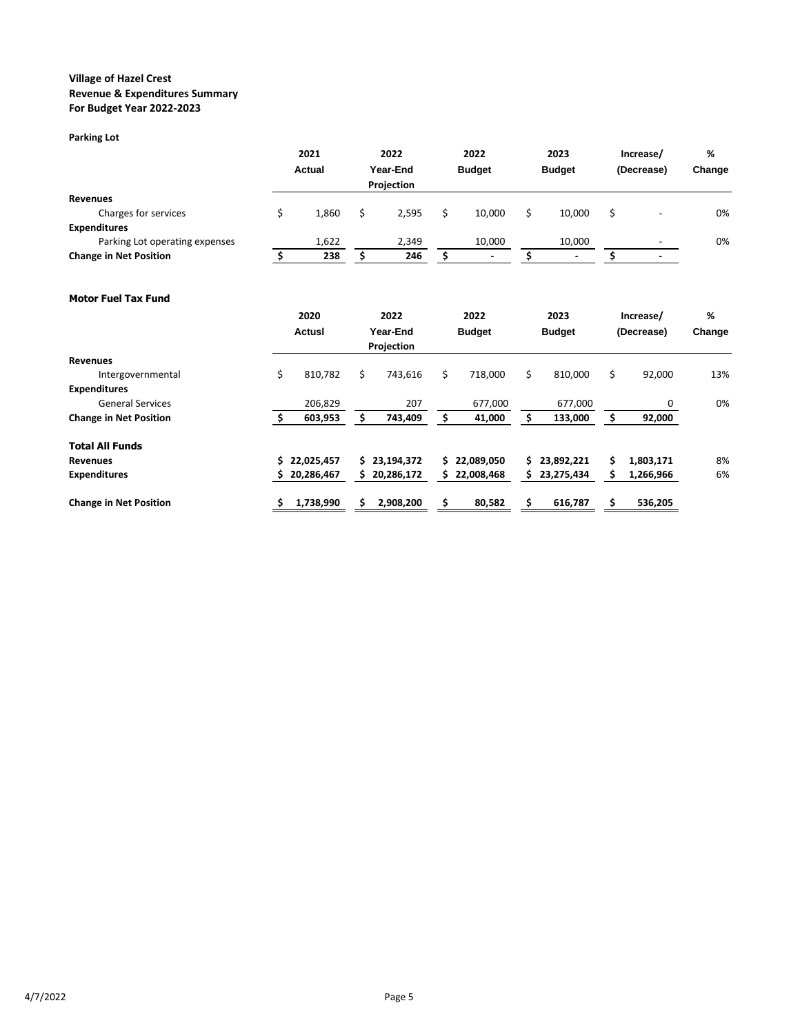**Village of Hazel Crest**
**Revenue & Expenditures Summary**
**For Budget Year 2022-2023**

**Parking Lot**

| | 2021 Actual | 2022 Year-End Projection | 2022 Budget | 2023 Budget | Increase/ (Decrease) | % Change |
|---|---|---|---|---|---|---|
| **Revenues** | | | | | | |
| Charges for services | $ 1,860 | $ 2,595 | $ 10,000 | $ 10,000 | $ - | 0% |
| **Expenditures** | | | | | | |
| Parking Lot operating expenses | 1,622 | 2,349 | 10,000 | 10,000 | - | 0% |
| **Change in Net Position** | **$ 238** | **$ 246** | **$ -** | **$ -** | **$ -** | |

**Motor Fuel Tax Fund**

| | 2020 Actusl | 2022 Year-End Projection | 2022 Budget | 2023 Budget | Increase/ (Decrease) | % Change |
|---|---|---|---|---|---|---|
| **Revenues** | | | | | | |
| Intergovernmental | $ 810,782 | $ 743,616 | $ 718,000 | $ 810,000 | $ 92,000 | 13% |
| **Expenditures** | | | | | | |
| General Services | 206,829 | 207 | 677,000 | 677,000 | 0 | 0% |
| **Change in Net Position** | **$ 603,953** | **$ 743,409** | **$ 41,000** | **$ 133,000** | **$ 92,000** | |
| **Total All Funds** | | | | | | |
| **Revenues** | **$ 22,025,457** | **$ 23,194,372** | **$ 22,089,050** | **$ 23,892,221** | **$ 1,803,171** | 8% |
| **Expenditures** | **$ 20,286,467** | **$ 20,286,172** | **$ 22,008,468** | **$ 23,275,434** | **$ 1,266,966** | 6% |
| **Change in Net Position** | **$ 1,738,990** | **$ 2,908,200** | **$ 80,582** | **$ 616,787** | **$ 536,205** | |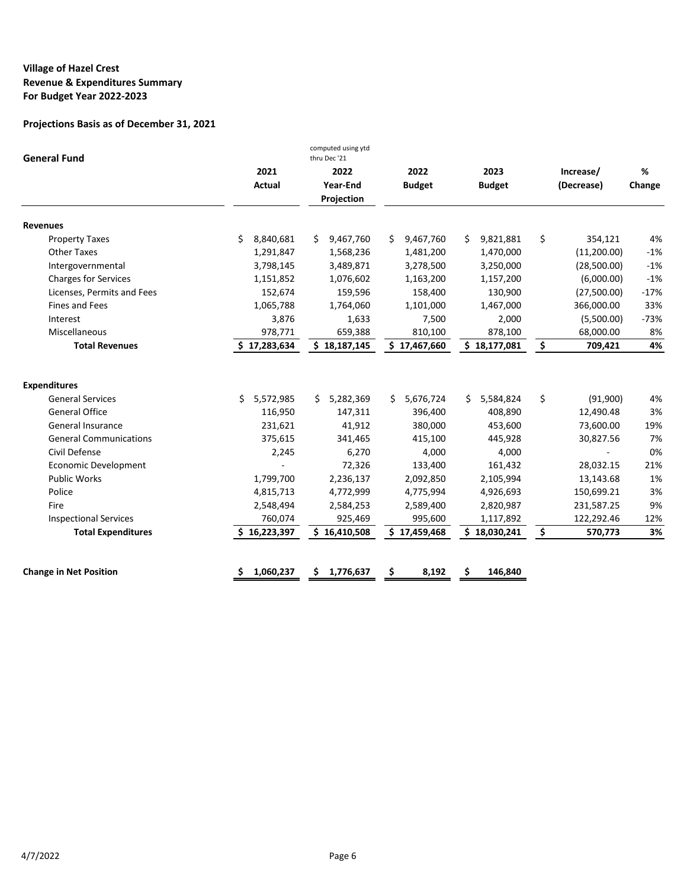**Village of Hazel Crest**
**Revenue & Expenditures Summary**
**For Budget Year 2022-2023**

**Projections Basis as of December 31, 2021**

| **General Fund** | 2021 Actual | computed using ytd thru Dec '21<br>2022 Year-End Projection | 2022 Budget | 2023 Budget | Increase/ (Decrease) | % Change |
|---|---|---|---|---|---|---|
| **Revenues** | | | | | | |
| Property Taxes | $ 8,840,681 | $ 9,467,760 | $ 9,467,760 | $ 9,821,881 | $ 354,121 | 4% |
| Other Taxes | 1,291,847 | 1,568,236 | 1,481,200 | 1,470,000 | (11,200.00) | -1% |
| Intergovernmental | 3,798,145 | 3,489,871 | 3,278,500 | 3,250,000 | (28,500.00) | -1% |
| Charges for Services | 1,151,852 | 1,076,602 | 1,163,200 | 1,157,200 | (6,000.00) | -1% |
| Licenses, Permits and Fees | 152,674 | 159,596 | 158,400 | 130,900 | (27,500.00) | -17% |
| Fines and Fees | 1,065,788 | 1,764,060 | 1,101,000 | 1,467,000 | 366,000.00 | 33% |
| Interest | 3,876 | 1,633 | 7,500 | 2,000 | (5,500.00) | -73% |
| Miscellaneous | 978,771 | 659,388 | 810,100 | 878,100 | 68,000.00 | 8% |
| **Total Revenues** | **$ 17,283,634** | **$ 18,187,145** | **$ 17,467,660** | **$ 18,177,081** | **$ 709,421** | **4%** |
| **Expenditures** | | | | | | |
| General Services | $ 5,572,985 | $ 5,282,369 | $ 5,676,724 | $ 5,584,824 | $ (91,900) | 4% |
| General Office | 116,950 | 147,311 | 396,400 | 408,890 | 12,490.48 | 3% |
| General Insurance | 231,621 | 41,912 | 380,000 | 453,600 | 73,600.00 | 19% |
| General Communications | 375,615 | 341,465 | 415,100 | 445,928 | 30,827.56 | 7% |
| Civil Defense | 2,245 | 6,270 | 4,000 | 4,000 | - | 0% |
| Economic Development | - | 72,326 | 133,400 | 161,432 | 28,032.15 | 21% |
| Public Works | 1,799,700 | 2,236,137 | 2,092,850 | 2,105,994 | 13,143.68 | 1% |
| Police | 4,815,713 | 4,772,999 | 4,775,994 | 4,926,693 | 150,699.21 | 3% |
| Fire | 2,548,494 | 2,584,253 | 2,589,400 | 2,820,987 | 231,587.25 | 9% |
| Inspectional Services | 760,074 | 925,469 | 995,600 | 1,117,892 | 122,292.46 | 12% |
| **Total Expenditures** | **$ 16,223,397** | **$ 16,410,508** | **$ 17,459,468** | **$ 18,030,241** | **$ 570,773** | **3%** |
| **Change in Net Position** | **$ 1,060,237** | **$ 1,776,637** | **$ 8,192** | **$ 146,840** | | |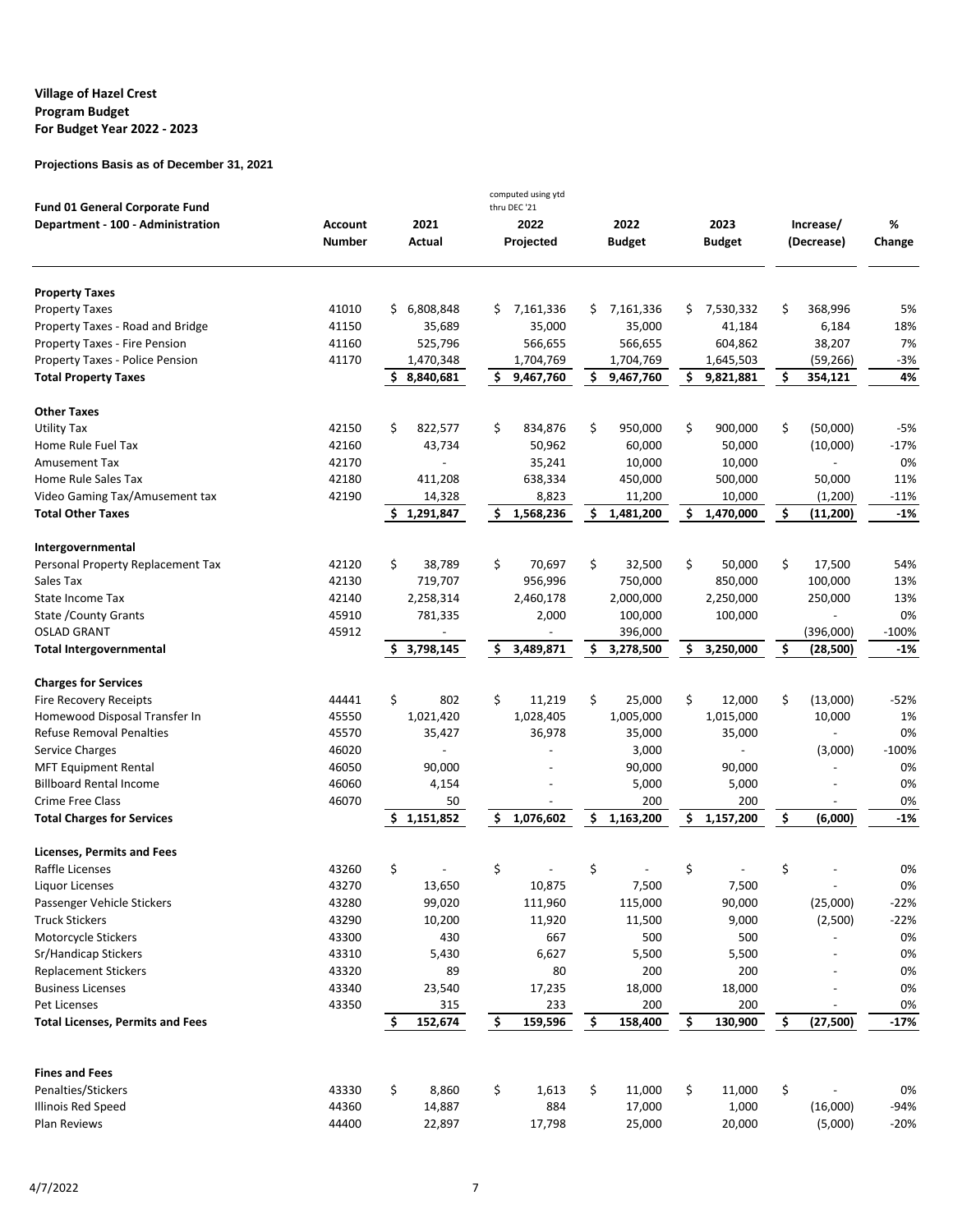**Village of Hazel Crest**
**Program Budget**
**For Budget Year 2022 - 2023**

**Projections Basis as of December 31, 2021**

| **Fund 01 General Corporate Fund**<br>**Department - 100 - Administration** | **Account Number** | **2021 Actual** | computed using ytd thru DEC '21<br>**2022 Projected** | **2022 Budget** | **2023 Budget** | **Increase/ (Decrease)** | **% Change** |
|---|---|---|---|---|---|---|---|
| **Property Taxes** | | | | | | | |
| Property Taxes | 41010 | $ 6,808,848 | $ 7,161,336 | $ 7,161,336 | $ 7,530,332 | $ 368,996 | 5% |
| Property Taxes - Road and Bridge | 41150 | 35,689 | 35,000 | 35,000 | 41,184 | 6,184 | 18% |
| Property Taxes - Fire Pension | 41160 | 525,796 | 566,655 | 566,655 | 604,862 | 38,207 | 7% |
| Property Taxes - Police Pension | 41170 | 1,470,348 | 1,704,769 | 1,704,769 | 1,645,503 | (59,266) | -3% |
| **Total Property Taxes** | | **$ 8,840,681** | **$ 9,467,760** | **$ 9,467,760** | **$ 9,821,881** | **$ 354,121** | **4%** |
| **Other Taxes** | | | | | | | |
| Utility Tax | 42150 | $ 822,577 | $ 834,876 | $ 950,000 | $ 900,000 | $ (50,000) | -5% |
| Home Rule Fuel Tax | 42160 | 43,734 | 50,962 | 60,000 | 50,000 | (10,000) | -17% |
| Amusement Tax | 42170 | - | 35,241 | 10,000 | 10,000 | - | 0% |
| Home Rule Sales Tax | 42180 | 411,208 | 638,334 | 450,000 | 500,000 | 50,000 | 11% |
| Video Gaming Tax/Amusement tax | 42190 | 14,328 | 8,823 | 11,200 | 10,000 | (1,200) | -11% |
| **Total Other Taxes** | | **$ 1,291,847** | **$ 1,568,236** | **$ 1,481,200** | **$ 1,470,000** | **$ (11,200)** | **-1%** |
| **Intergovernmental** | | | | | | | |
| Personal Property Replacement Tax | 42120 | $ 38,789 | $ 70,697 | $ 32,500 | $ 50,000 | $ 17,500 | 54% |
| Sales Tax | 42130 | 719,707 | 956,996 | 750,000 | 850,000 | 100,000 | 13% |
| State Income Tax | 42140 | 2,258,314 | 2,460,178 | 2,000,000 | 2,250,000 | 250,000 | 13% |
| State /County Grants | 45910 | 781,335 | 2,000 | 100,000 | 100,000 | - | 0% |
| OSLAD GRANT | 45912 | - | - | 396,000 | | (396,000) | -100% |
| **Total Intergovernmental** | | **$ 3,798,145** | **$ 3,489,871** | **$ 3,278,500** | **$ 3,250,000** | **$ (28,500)** | **-1%** |
| **Charges for Services** | | | | | | | |
| Fire Recovery Receipts | 44441 | $ 802 | $ 11,219 | $ 25,000 | $ 12,000 | $ (13,000) | -52% |
| Homewood Disposal Transfer In | 45550 | 1,021,420 | 1,028,405 | 1,005,000 | 1,015,000 | 10,000 | 1% |
| Refuse Removal Penalties | 45570 | 35,427 | 36,978 | 35,000 | 35,000 | - | 0% |
| Service Charges | 46020 | - | - | 3,000 | - | (3,000) | -100% |
| MFT Equipment Rental | 46050 | 90,000 | - | 90,000 | 90,000 | - | 0% |
| Billboard Rental Income | 46060 | 4,154 | - | 5,000 | 5,000 | - | 0% |
| Crime Free Class | 46070 | 50 | - | 200 | 200 | - | 0% |
| **Total Charges for Services** | | **$ 1,151,852** | **$ 1,076,602** | **$ 1,163,200** | **$ 1,157,200** | **$ (6,000)** | **-1%** |
| **Licenses, Permits and Fees** | | | | | | | |
| Raffle Licenses | 43260 | $ - | $ - | $ - | $ - | $ - | 0% |
| Liquor Licenses | 43270 | 13,650 | 10,875 | 7,500 | 7,500 | - | 0% |
| Passenger Vehicle Stickers | 43280 | 99,020 | 111,960 | 115,000 | 90,000 | (25,000) | -22% |
| Truck Stickers | 43290 | 10,200 | 11,920 | 11,500 | 9,000 | (2,500) | -22% |
| Motorcycle Stickers | 43300 | 430 | 667 | 500 | 500 | - | 0% |
| Sr/Handicap Stickers | 43310 | 5,430 | 6,627 | 5,500 | 5,500 | - | 0% |
| Replacement Stickers | 43320 | 89 | 80 | 200 | 200 | - | 0% |
| Business Licenses | 43340 | 23,540 | 17,235 | 18,000 | 18,000 | - | 0% |
| Pet Licenses | 43350 | 315 | 233 | 200 | 200 | - | 0% |
| **Total Licenses, Permits and Fees** | | **$ 152,674** | **$ 159,596** | **$ 158,400** | **$ 130,900** | **$ (27,500)** | **-17%** |
| **Fines and Fees** | | | | | | | |
| Penalties/Stickers | 43330 | $ 8,860 | $ 1,613 | $ 11,000 | $ 11,000 | $ - | 0% |
| Illinois Red Speed | 44360 | 14,887 | 884 | 17,000 | 1,000 | (16,000) | -94% |
| Plan Reviews | 44400 | 22,897 | 17,798 | 25,000 | 20,000 | (5,000) | -20% |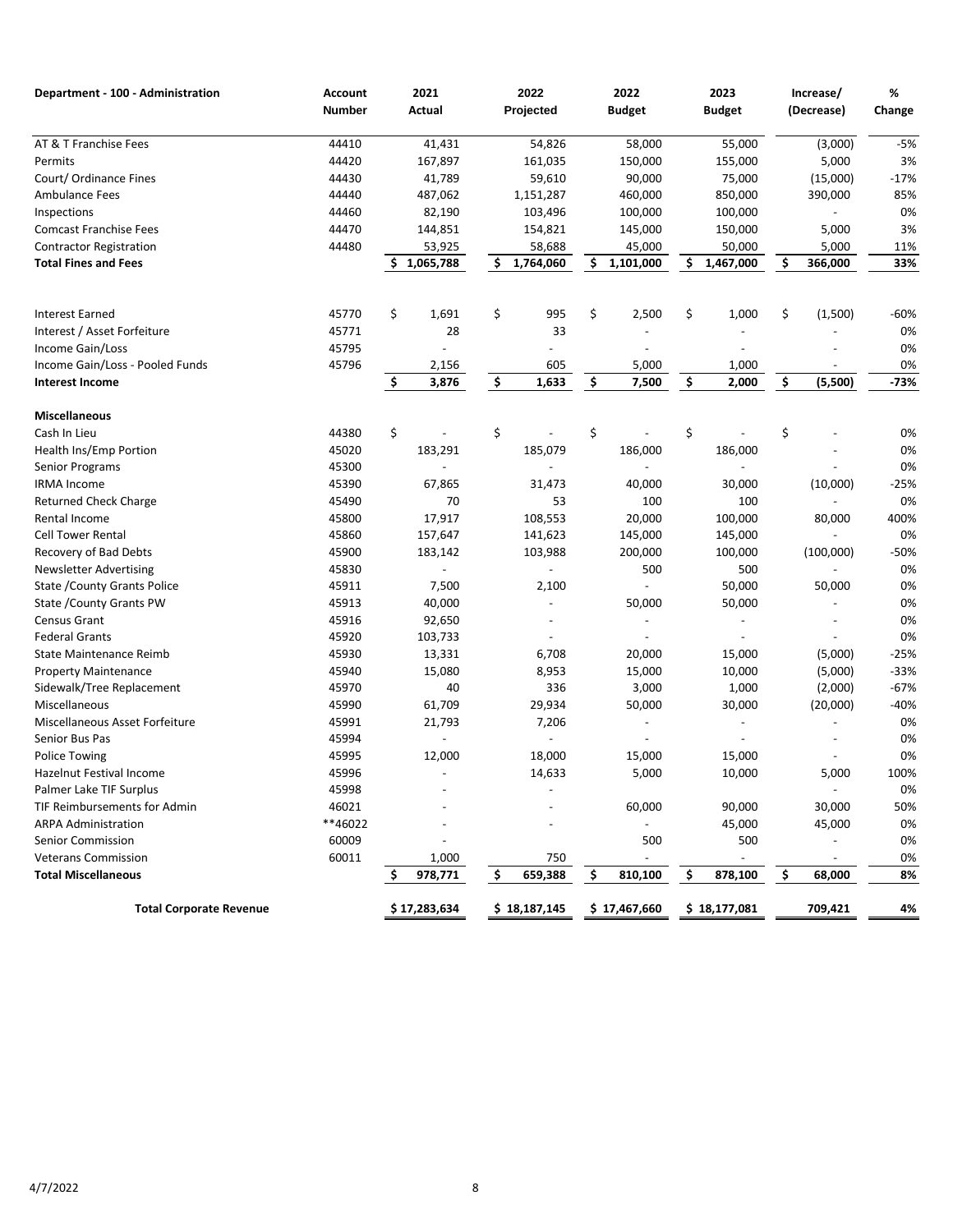| Department - 100 - Administration | Account Number | 2021 Actual | 2022 Projected | 2022 Budget | 2023 Budget | Increase/ (Decrease) | % Change |
|---|---|---|---|---|---|---|---|
| AT & T Franchise Fees | 44410 | 41,431 | 54,826 | 58,000 | 55,000 | (3,000) | -5% |
| Permits | 44420 | 167,897 | 161,035 | 150,000 | 155,000 | 5,000 | 3% |
| Court/ Ordinance Fines | 44430 | 41,789 | 59,610 | 90,000 | 75,000 | (15,000) | -17% |
| Ambulance Fees | 44440 | 487,062 | 1,151,287 | 460,000 | 850,000 | 390,000 | 85% |
| Inspections | 44460 | 82,190 | 103,496 | 100,000 | 100,000 | - | 0% |
| Comcast Franchise Fees | 44470 | 144,851 | 154,821 | 145,000 | 150,000 | 5,000 | 3% |
| Contractor Registration | 44480 | 53,925 | 58,688 | 45,000 | 50,000 | 5,000 | 11% |
| **Total Fines and Fees** | | **$ 1,065,788** | **$ 1,764,060** | **$ 1,101,000** | **$ 1,467,000** | **$ 366,000** | **33%** |
| | | | | | | | |
| Interest Earned | 45770 | $ 1,691 | $ 995 | $ 2,500 | $ 1,000 | $ (1,500) | -60% |
| Interest / Asset Forfeiture | 45771 | 28 | 33 | - | - | - | 0% |
| Income Gain/Loss | 45795 | - | - | - | - | - | 0% |
| Income Gain/Loss - Pooled Funds | 45796 | 2,156 | 605 | 5,000 | 1,000 | - | 0% |
| **Interest Income** | | **$ 3,876** | **$ 1,633** | **$ 7,500** | **$ 2,000** | **$ (5,500)** | **-73%** |
| | | | | | | | |
| **Miscellaneous** | | | | | | | |
| Cash In Lieu | 44380 | $ - | $ - | $ - | $ - | $ - | 0% |
| Health Ins/Emp Portion | 45020 | 183,291 | 185,079 | 186,000 | 186,000 | - | 0% |
| Senior Programs | 45300 | - | - | - | - | - | 0% |
| IRMA Income | 45390 | 67,865 | 31,473 | 40,000 | 30,000 | (10,000) | -25% |
| Returned Check Charge | 45490 | 70 | 53 | 100 | 100 | - | 0% |
| Rental Income | 45800 | 17,917 | 108,553 | 20,000 | 100,000 | 80,000 | 400% |
| Cell Tower Rental | 45860 | 157,647 | 141,623 | 145,000 | 145,000 | - | 0% |
| Recovery of Bad Debts | 45900 | 183,142 | 103,988 | 200,000 | 100,000 | (100,000) | -50% |
| Newsletter Advertising | 45830 | - | - | 500 | 500 | - | 0% |
| State /County Grants Police | 45911 | 7,500 | 2,100 | - | 50,000 | 50,000 | 0% |
| State /County Grants PW | 45913 | 40,000 | - | 50,000 | 50,000 | - | 0% |
| Census Grant | 45916 | 92,650 | - | - | - | - | 0% |
| Federal Grants | 45920 | 103,733 | - | - | - | - | 0% |
| State Maintenance Reimb | 45930 | 13,331 | 6,708 | 20,000 | 15,000 | (5,000) | -25% |
| Property Maintenance | 45940 | 15,080 | 8,953 | 15,000 | 10,000 | (5,000) | -33% |
| Sidewalk/Tree Replacement | 45970 | 40 | 336 | 3,000 | 1,000 | (2,000) | -67% |
| Miscellaneous | 45990 | 61,709 | 29,934 | 50,000 | 30,000 | (20,000) | -40% |
| Miscellaneous Asset Forfeiture | 45991 | 21,793 | 7,206 | - | - | - | 0% |
| Senior Bus Pas | 45994 | - | - | - | - | - | 0% |
| Police Towing | 45995 | 12,000 | 18,000 | 15,000 | 15,000 | - | 0% |
| Hazelnut Festival Income | 45996 | - | 14,633 | 5,000 | 10,000 | 5,000 | 100% |
| Palmer Lake TIF Surplus | 45998 | - | - | | | - | 0% |
| TIF Reimbursements for Admin | 46021 | - | - | 60,000 | 90,000 | 30,000 | 50% |
| ARPA Administration | **46022 | - | - | - | 45,000 | 45,000 | 0% |
| Senior Commission | 60009 | - | | 500 | 500 | - | 0% |
| Veterans Commission | 60011 | 1,000 | 750 | - | - | - | 0% |
| **Total Miscellaneous** | | **$ 978,771** | **$ 659,388** | **$ 810,100** | **$ 878,100** | **$ 68,000** | **8%** |
| | | | | | | | |
| **Total Corporate Revenue** | | **$ 17,283,634** | **$ 18,187,145** | **$ 17,467,660** | **$ 18,177,081** | **709,421** | **4%** |

4/7/2022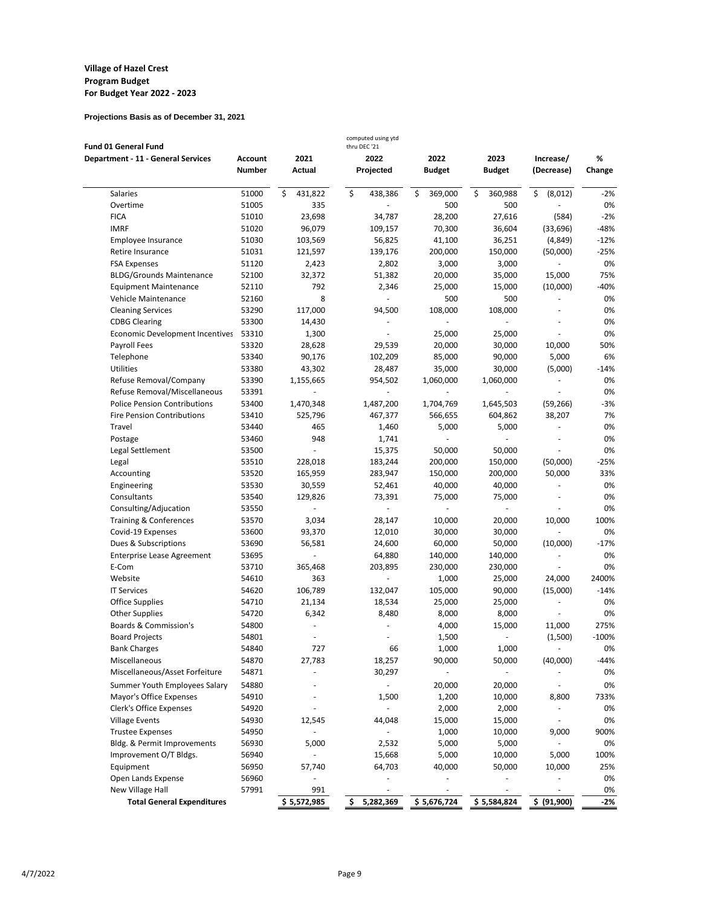**Village of Hazel Crest**
**Program Budget**
**For Budget Year 2022 - 2023**

**Projections Basis as of December 31, 2021**

**Fund 01 General Fund**

| Department - 11 - General Services | Account Number | 2021 Actual | 2022 Projected (computed using ytd thru DEC '21) | 2022 Budget | 2023 Budget | Increase/ (Decrease) | % Change |
|---|---|---|---|---|---|---|---|
| Salaries | 51000 | $ 431,822 | $ 438,386 | $ 369,000 | $ 360,988 | $ (8,012) | -2% |
| Overtime | 51005 | 335 | - | 500 | 500 | - | 0% |
| FICA | 51010 | 23,698 | 34,787 | 28,200 | 27,616 | (584) | -2% |
| IMRF | 51020 | 96,079 | 109,157 | 70,300 | 36,604 | (33,696) | -48% |
| Employee Insurance | 51030 | 103,569 | 56,825 | 41,100 | 36,251 | (4,849) | -12% |
| Retire Insurance | 51031 | 121,597 | 139,176 | 200,000 | 150,000 | (50,000) | -25% |
| FSA Expenses | 51120 | 2,423 | 2,802 | 3,000 | 3,000 | - | 0% |
| BLDG/Grounds Maintenance | 52100 | 32,372 | 51,382 | 20,000 | 35,000 | 15,000 | 75% |
| Equipment Maintenance | 52110 | 792 | 2,346 | 25,000 | 15,000 | (10,000) | -40% |
| Vehicle Maintenance | 52160 | 8 | - | 500 | 500 | - | 0% |
| Cleaning Services | 53290 | 117,000 | 94,500 | 108,000 | 108,000 | - | 0% |
| CDBG Clearing | 53300 | 14,430 | - | - | - | - | 0% |
| Economic Development Incentives | 53310 | 1,300 | - | 25,000 | 25,000 | - | 0% |
| Payroll Fees | 53320 | 28,628 | 29,539 | 20,000 | 30,000 | 10,000 | 50% |
| Telephone | 53340 | 90,176 | 102,209 | 85,000 | 90,000 | 5,000 | 6% |
| Utilities | 53380 | 43,302 | 28,487 | 35,000 | 30,000 | (5,000) | -14% |
| Refuse Removal/Company | 53390 | 1,155,665 | 954,502 | 1,060,000 | 1,060,000 | - | 0% |
| Refuse Removal/Miscellaneous | 53391 | - | - | - | - | - | 0% |
| Police Pension Contributions | 53400 | 1,470,348 | 1,487,200 | 1,704,769 | 1,645,503 | (59,266) | -3% |
| Fire Pension Contributions | 53410 | 525,796 | 467,377 | 566,655 | 604,862 | 38,207 | 7% |
| Travel | 53440 | 465 | 1,460 | 5,000 | 5,000 | - | 0% |
| Postage | 53460 | 948 | 1,741 | - | - | - | 0% |
| Legal Settlement | 53500 | - | 15,375 | 50,000 | 50,000 | - | 0% |
| Legal | 53510 | 228,018 | 183,244 | 200,000 | 150,000 | (50,000) | -25% |
| Accounting | 53520 | 165,959 | 283,947 | 150,000 | 200,000 | 50,000 | 33% |
| Engineering | 53530 | 30,559 | 52,461 | 40,000 | 40,000 | - | 0% |
| Consultants | 53540 | 129,826 | 73,391 | 75,000 | 75,000 | - | 0% |
| Consulting/Adjucation | 53550 | - | - | - | - | - | 0% |
| Training & Conferences | 53570 | 3,034 | 28,147 | 10,000 | 20,000 | 10,000 | 100% |
| Covid-19 Expenses | 53600 | 93,370 | 12,010 | 30,000 | 30,000 | - | 0% |
| Dues & Subscriptions | 53690 | 56,581 | 24,600 | 60,000 | 50,000 | (10,000) | -17% |
| Enterprise Lease Agreement | 53695 | - | 64,880 | 140,000 | 140,000 | - | 0% |
| E-Com | 53710 | 365,468 | 203,895 | 230,000 | 230,000 | - | 0% |
| Website | 54610 | 363 | - | 1,000 | 25,000 | 24,000 | 2400% |
| IT Services | 54620 | 106,789 | 132,047 | 105,000 | 90,000 | (15,000) | -14% |
| Office Supplies | 54710 | 21,134 | 18,534 | 25,000 | 25,000 | - | 0% |
| Other Supplies | 54720 | 6,342 | 8,480 | 8,000 | 8,000 | - | 0% |
| Boards & Commission's | 54800 | - | - | 4,000 | 15,000 | 11,000 | 275% |
| Board Projects | 54801 | - | - | 1,500 | - | (1,500) | -100% |
| Bank Charges | 54840 | 727 | 66 | 1,000 | 1,000 | - | 0% |
| Miscellaneous | 54870 | 27,783 | 18,257 | 90,000 | 50,000 | (40,000) | -44% |
| Miscellaneous/Asset Forfeiture | 54871 | - | 30,297 | - | - | - | 0% |
| Summer Youth Employees Salary | 54880 | - | - | 20,000 | 20,000 | - | 0% |
| Mayor's Office Expenses | 54910 | - | 1,500 | 1,200 | 10,000 | 8,800 | 733% |
| Clerk's Office Expenses | 54920 | - | - | 2,000 | 2,000 | - | 0% |
| Village Events | 54930 | 12,545 | 44,048 | 15,000 | 15,000 | - | 0% |
| Trustee Expenses | 54950 | - | - | 1,000 | 10,000 | 9,000 | 900% |
| Bldg. & Permit Improvements | 56930 | 5,000 | 2,532 | 5,000 | 5,000 | - | 0% |
| Improvement O/T Bldgs. | 56940 | - | 15,668 | 5,000 | 10,000 | 5,000 | 100% |
| Equipment | 56950 | 57,740 | 64,703 | 40,000 | 50,000 | 10,000 | 25% |
| Open Lands Expense | 56960 | - | - | - | - | - | 0% |
| New Village Hall | 57991 | 991 | - | - | - | - | 0% |
| **Total General Expenditures** | | **$ 5,572,985** | **$ 5,282,369** | **$ 5,676,724** | **$ 5,584,824** | **$ (91,900)** | **-2%** |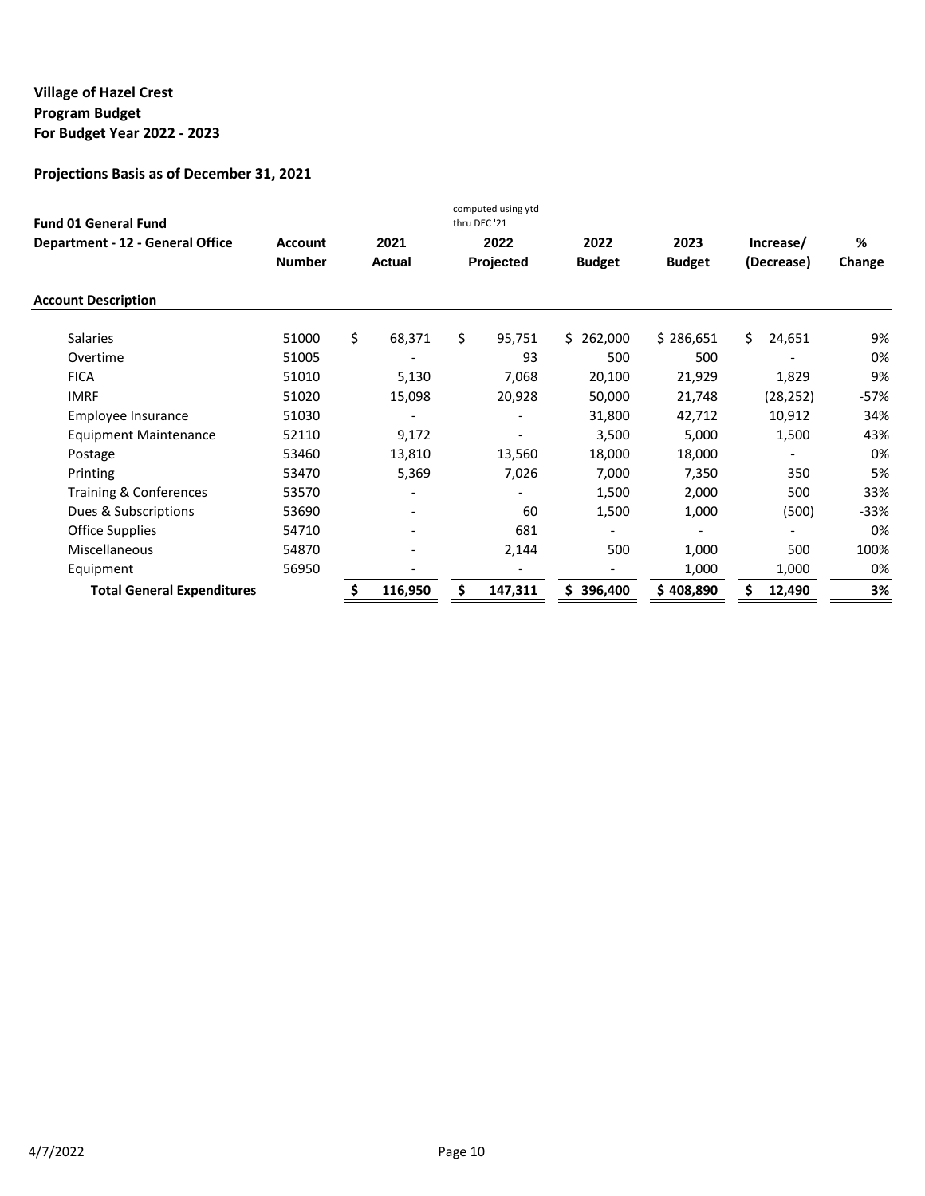**Village of Hazel Crest**
**Program Budget**
**For Budget Year 2022 - 2023**

**Projections Basis as of December 31, 2021**

| **Fund 01 General Fund** **Department - 12 - General Office** | **Account Number** | **2021 Actual** | computed using ytd thru DEC '21 **2022 Projected** | **2022 Budget** | **2023 Budget** | **Increase/ (Decrease)** | **% Change** |
|---|---|---|---|---|---|---|---|
| **Account Description** | | | | | | | |
| Salaries | 51000 | $ 68,371 | $ 95,751 | $ 262,000 | $ 286,651 | $ 24,651 | 9% |
| Overtime | 51005 | - | 93 | 500 | 500 | - | 0% |
| FICA | 51010 | 5,130 | 7,068 | 20,100 | 21,929 | 1,829 | 9% |
| IMRF | 51020 | 15,098 | 20,928 | 50,000 | 21,748 | (28,252) | -57% |
| Employee Insurance | 51030 | - | - | 31,800 | 42,712 | 10,912 | 34% |
| Equipment Maintenance | 52110 | 9,172 | - | 3,500 | 5,000 | 1,500 | 43% |
| Postage | 53460 | 13,810 | 13,560 | 18,000 | 18,000 | - | 0% |
| Printing | 53470 | 5,369 | 7,026 | 7,000 | 7,350 | 350 | 5% |
| Training & Conferences | 53570 | - | - | 1,500 | 2,000 | 500 | 33% |
| Dues & Subscriptions | 53690 | - | 60 | 1,500 | 1,000 | (500) | -33% |
| Office Supplies | 54710 | - | 681 | - | - | - | 0% |
| Miscellaneous | 54870 | - | 2,144 | 500 | 1,000 | 500 | 100% |
| Equipment | 56950 | - | - | - | 1,000 | 1,000 | 0% |
| **Total General Expenditures** | | **$ 116,950** | **$ 147,311** | **$ 396,400** | **$ 408,890** | **$ 12,490** | **3%** |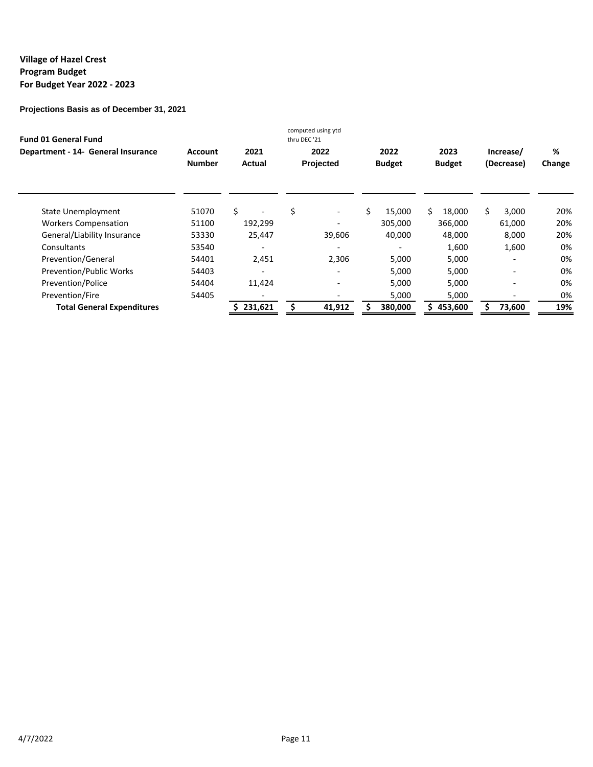**Village of Hazel Crest**
**Program Budget**
**For Budget Year 2022 - 2023**

**Projections Basis as of December 31, 2021**

| Fund 01 General Fund<br>Department - 14- General Insurance | Account Number | 2021 Actual | computed using ytd thru DEC '21<br>2022 Projected | 2022 Budget | 2023 Budget | Increase/ (Decrease) | % Change |
|---|---|---|---|---|---|---|---|
| State Unemployment | 51070 | $ - | $ - | $ 15,000 | $ 18,000 | $ 3,000 | 20% |
| Workers Compensation | 51100 | 192,299 | - | 305,000 | 366,000 | 61,000 | 20% |
| General/Liability Insurance | 53330 | 25,447 | 39,606 | 40,000 | 48,000 | 8,000 | 20% |
| Consultants | 53540 | - | - | - | 1,600 | 1,600 | 0% |
| Prevention/General | 54401 | 2,451 | 2,306 | 5,000 | 5,000 | - | 0% |
| Prevention/Public Works | 54403 | - | - | 5,000 | 5,000 | - | 0% |
| Prevention/Police | 54404 | 11,424 | - | 5,000 | 5,000 | - | 0% |
| Prevention/Fire | 54405 | - | - | 5,000 | 5,000 | - | 0% |
| **Total General Expenditures** | | **$ 231,621** | **$ 41,912** | **$ 380,000** | **$ 453,600** | **$ 73,600** | **19%** |

4/7/2022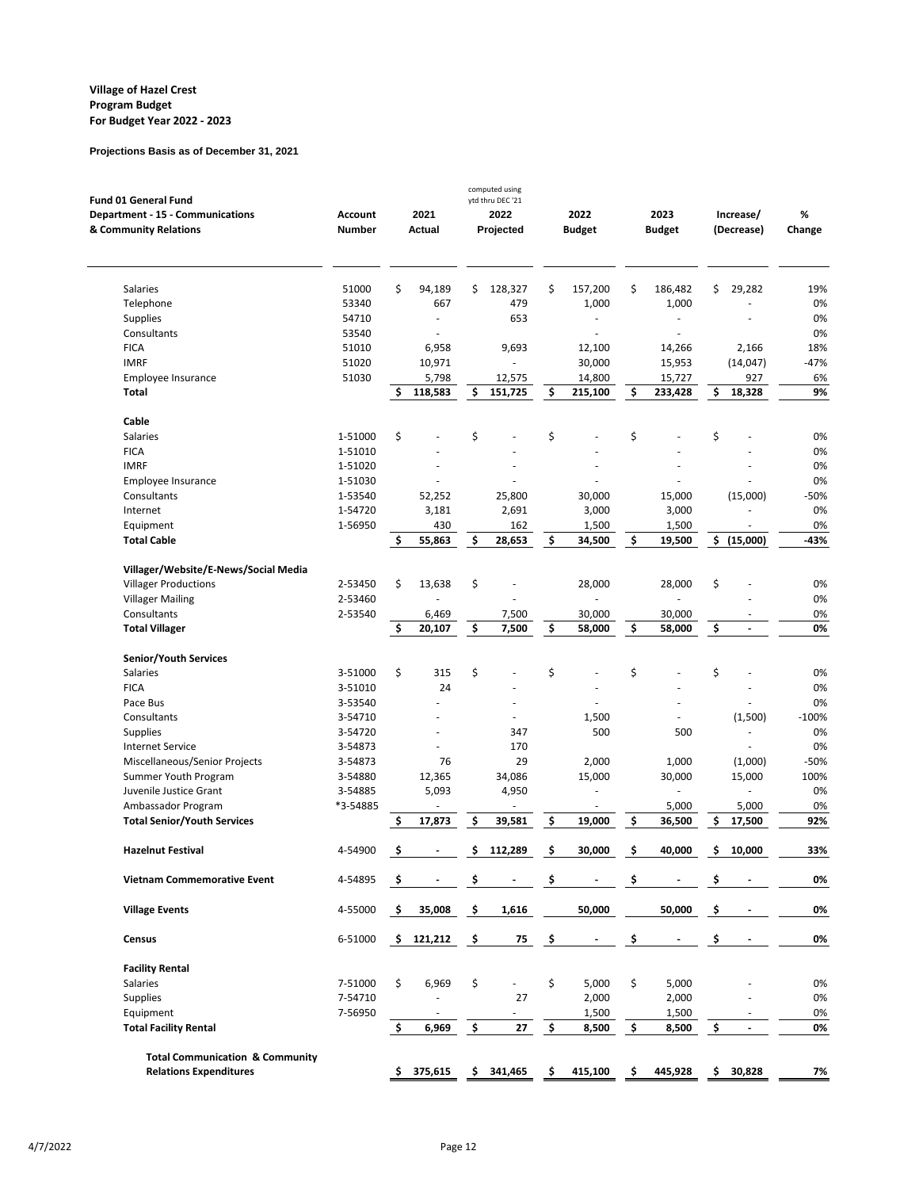**Village of Hazel Crest**
**Program Budget**
**For Budget Year 2022 - 2023**

**Projections Basis as of December 31, 2021**

| Fund 01 General Fund Department - 15 - Communications & Community Relations | Account Number | 2021 Actual | computed using ytd thru DEC '21 2022 Projected | 2022 Budget | 2023 Budget | Increase/ (Decrease) | % Change |
|---|---|---|---|---|---|---|---|
| Salaries | 51000 | $ 94,189 | $ 128,327 | $ 157,200 | $ 186,482 | $ 29,282 | 19% |
| Telephone | 53340 | 667 | 479 | 1,000 | 1,000 | - | 0% |
| Supplies | 54710 | - | 653 | - | - | - | 0% |
| Consultants | 53540 | - | | - | - | | 0% |
| FICA | 51010 | 6,958 | 9,693 | 12,100 | 14,266 | 2,166 | 18% |
| IMRF | 51020 | 10,971 | - | 30,000 | 15,953 | (14,047) | -47% |
| Employee Insurance | 51030 | 5,798 | 12,575 | 14,800 | 15,727 | 927 | 6% |
| **Total** | | **$ 118,583** | **$ 151,725** | **$ 215,100** | **$ 233,428** | **$ 18,328** | **9%** |
| **Cable** | | | | | | | |
| Salaries | 1-51000 | $ - | $ - | $ - | $ - | $ - | 0% |
| FICA | 1-51010 | - | - | - | - | - | 0% |
| IMRF | 1-51020 | - | - | - | - | - | 0% |
| Employee Insurance | 1-51030 | - | - | - | - | - | 0% |
| Consultants | 1-53540 | 52,252 | 25,800 | 30,000 | 15,000 | (15,000) | -50% |
| Internet | 1-54720 | 3,181 | 2,691 | 3,000 | 3,000 | - | 0% |
| Equipment | 1-56950 | 430 | 162 | 1,500 | 1,500 | - | 0% |
| **Total Cable** | | **$ 55,863** | **$ 28,653** | **$ 34,500** | **$ 19,500** | **$ (15,000)** | **-43%** |
| **Villager/Website/E-News/Social Media** | | | | | | | |
| Villager Productions | 2-53450 | $ 13,638 | $ - | 28,000 | 28,000 | $ - | 0% |
| Villager Mailing | 2-53460 | - | - | - | - | - | 0% |
| Consultants | 2-53540 | 6,469 | 7,500 | 30,000 | 30,000 | - | 0% |
| **Total Villager** | | **$ 20,107** | **$ 7,500** | **$ 58,000** | **$ 58,000** | **$ -** | **0%** |
| **Senior/Youth Services** | | | | | | | |
| Salaries | 3-51000 | $ 315 | $ - | $ - | $ - | $ - | 0% |
| FICA | 3-51010 | 24 | - | - | - | - | 0% |
| Pace Bus | 3-53540 | - | - | - | - | - | 0% |
| Consultants | 3-54710 | - | - | 1,500 | - | (1,500) | -100% |
| Supplies | 3-54720 | - | 347 | 500 | 500 | - | 0% |
| Internet Service | 3-54873 | - | 170 | | | - | 0% |
| Miscellaneous/Senior Projects | 3-54873 | 76 | 29 | 2,000 | 1,000 | (1,000) | -50% |
| Summer Youth Program | 3-54880 | 12,365 | 34,086 | 15,000 | 30,000 | 15,000 | 100% |
| Juvenile Justice Grant | 3-54885 | 5,093 | 4,950 | - | - | - | 0% |
| Ambassador Program | *3-54885 | - | - | - | 5,000 | 5,000 | 0% |
| **Total Senior/Youth Services** | | **$ 17,873** | **$ 39,581** | **$ 19,000** | **$ 36,500** | **$ 17,500** | **92%** |
| **Hazelnut Festival** | 4-54900 | **$ -** | **$ 112,289** | **$ 30,000** | **$ 40,000** | **$ 10,000** | **33%** |
| **Vietnam Commemorative Event** | 4-54895 | **$ -** | **$ -** | **$ -** | **$ -** | **$ -** | **0%** |
| **Village Events** | 4-55000 | **$ 35,008** | **$ 1,616** | **50,000** | **50,000** | **$ -** | **0%** |
| **Census** | 6-51000 | **$ 121,212** | **$ 75** | **$ -** | **$ -** | **$ -** | **0%** |
| **Facility Rental** | | | | | | | |
| Salaries | 7-51000 | $ 6,969 | $ - | $ 5,000 | $ 5,000 | - | 0% |
| Supplies | 7-54710 | - | 27 | 2,000 | 2,000 | - | 0% |
| Equipment | 7-56950 | - | - | 1,500 | 1,500 | - | 0% |
| **Total Facility Rental** | | **$ 6,969** | **$ 27** | **$ 8,500** | **$ 8,500** | **$ -** | **0%** |
| **Total Communication & Community Relations Expenditures** | | **$ 375,615** | **$ 341,465** | **$ 415,100** | **$ 445,928** | **$ 30,828** | **7%** |

4/7/2022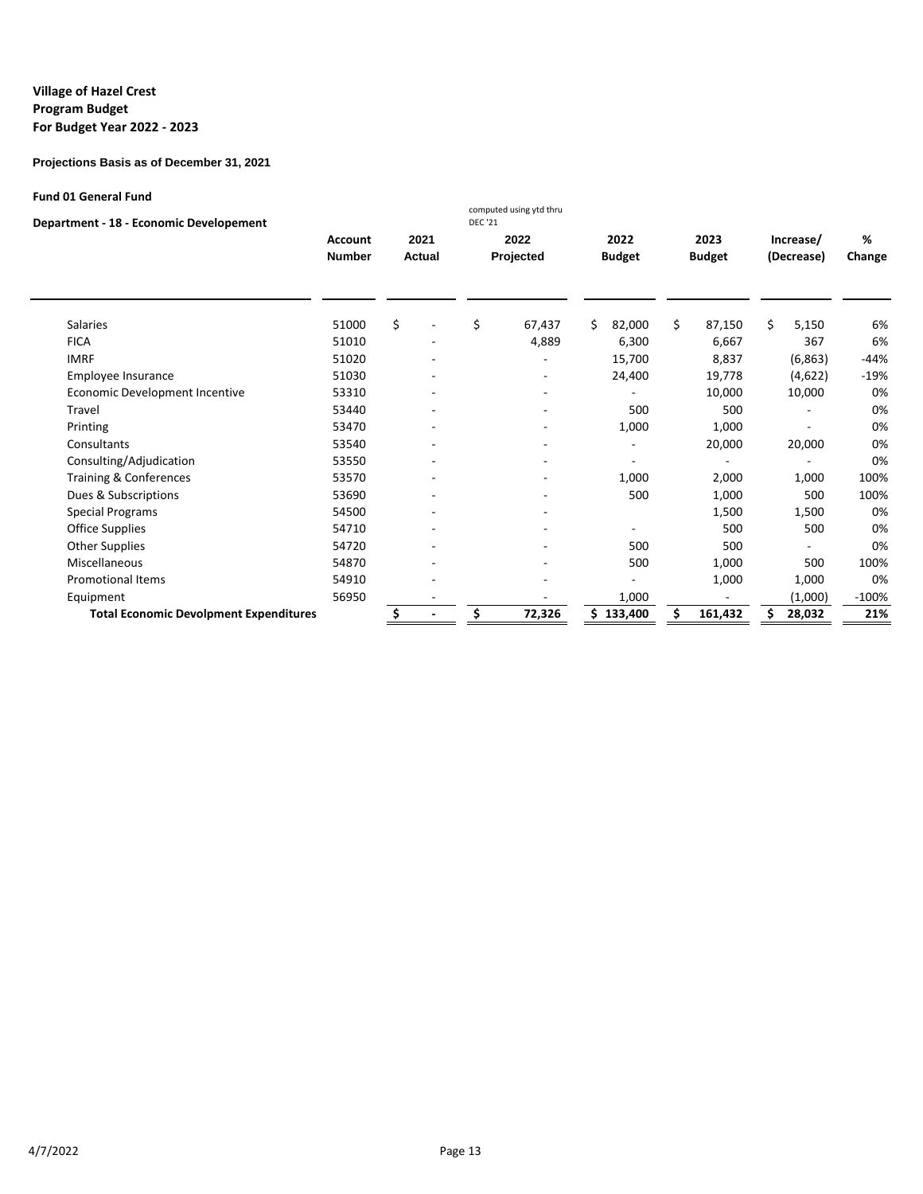**Village of Hazel Crest**
**Program Budget**
**For Budget Year 2022 - 2023**

**Projections Basis as of December 31, 2021**

**Fund 01 General Fund**

**Department - 18 - Economic Developement**

| | Account Number | 2021 Actual | 2022 Projected (computed using ytd thru DEC '21) | 2022 Budget | 2023 Budget | Increase/ (Decrease) | % Change |
|---|---|---|---|---|---|---|---|
| Salaries | 51000 | $ - | $ 67,437 | $ 82,000 | $ 87,150 | $ 5,150 | 6% |
| FICA | 51010 | - | 4,889 | 6,300 | 6,667 | 367 | 6% |
| IMRF | 51020 | - | - | 15,700 | 8,837 | (6,863) | -44% |
| Employee Insurance | 51030 | - | - | 24,400 | 19,778 | (4,622) | -19% |
| Economic Development Incentive | 53310 | - | - | - | 10,000 | 10,000 | 0% |
| Travel | 53440 | - | - | 500 | 500 | - | 0% |
| Printing | 53470 | - | - | 1,000 | 1,000 | - | 0% |
| Consultants | 53540 | - | - | - | 20,000 | 20,000 | 0% |
| Consulting/Adjudication | 53550 | - | - | - | - | - | 0% |
| Training & Conferences | 53570 | - | - | 1,000 | 2,000 | 1,000 | 100% |
| Dues & Subscriptions | 53690 | - | - | 500 | 1,000 | 500 | 100% |
| Special Programs | 54500 | - | - | | 1,500 | 1,500 | 0% |
| Office Supplies | 54710 | - | - | - | 500 | 500 | 0% |
| Other Supplies | 54720 | - | - | 500 | 500 | - | 0% |
| Miscellaneous | 54870 | - | - | 500 | 1,000 | 500 | 100% |
| Promotional Items | 54910 | - | - | - | 1,000 | 1,000 | 0% |
| Equipment | 56950 | - | - | 1,000 | - | (1,000) | -100% |
| **Total Economic Devolpment Expenditures** | | **$ -** | **$ 72,326** | **$ 133,400** | **$ 161,432** | **$ 28,032** | **21%** |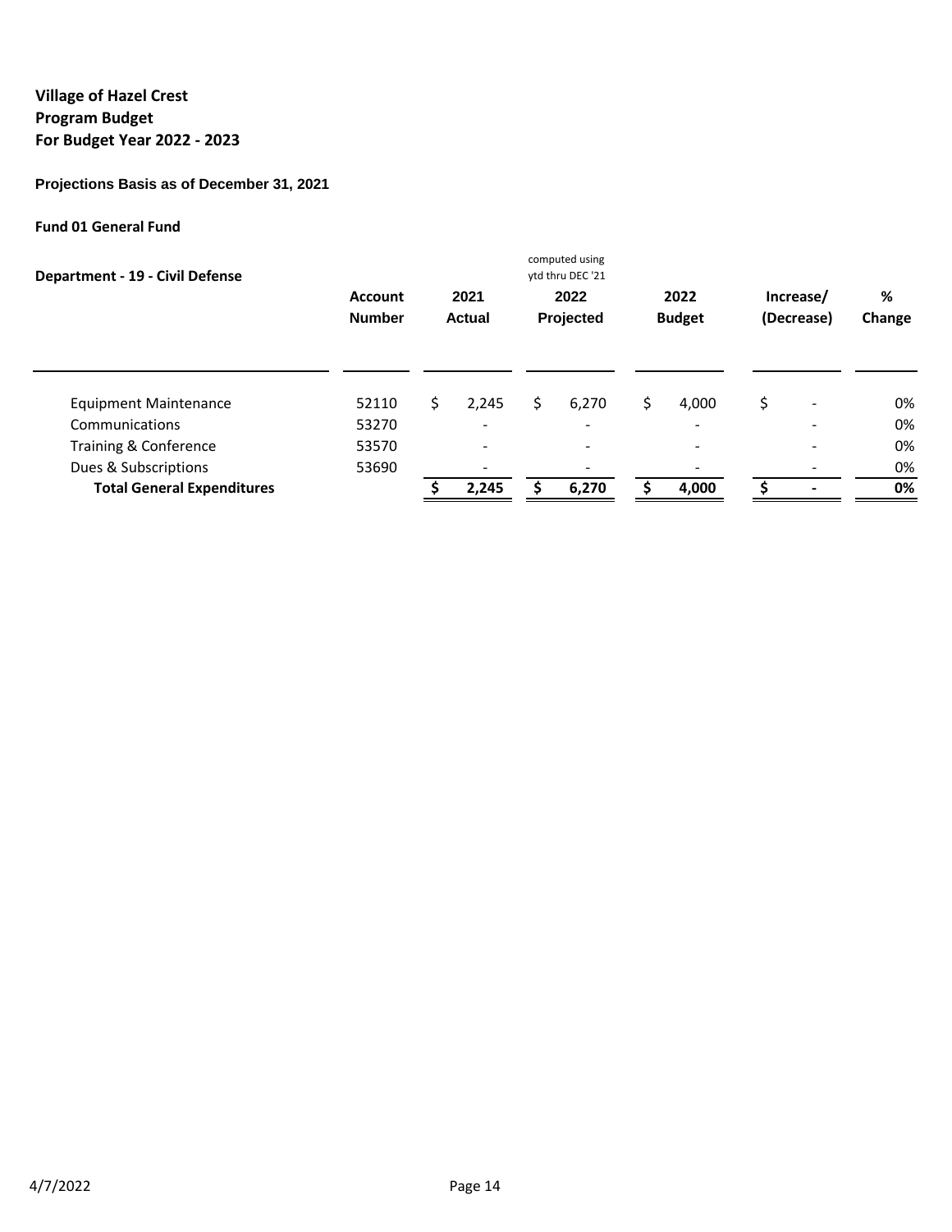**Village of Hazel Crest**
**Program Budget**
**For Budget Year 2022 - 2023**

**Projections Basis as of December 31, 2021**

**Fund 01 General Fund**

**Department - 19 - Civil Defense**

| | Account Number | 2021 Actual | computed using ytd thru DEC '21<br>2022 Projected | 2022 Budget | Increase/ (Decrease) | % Change |
|---|---|---|---|---|---|---|
| Equipment Maintenance | 52110 | $ 2,245 | $ 6,270 | $ 4,000 | $ - | 0% |
| Communications | 53270 | - | - | - | - | 0% |
| Training & Conference | 53570 | - | - | - | - | 0% |
| Dues & Subscriptions | 53690 | - | - | - | - | 0% |
| **Total General Expenditures** | | **$ 2,245** | **$ 6,270** | **$ 4,000** | **$ -** | **0%** |

4/7/2022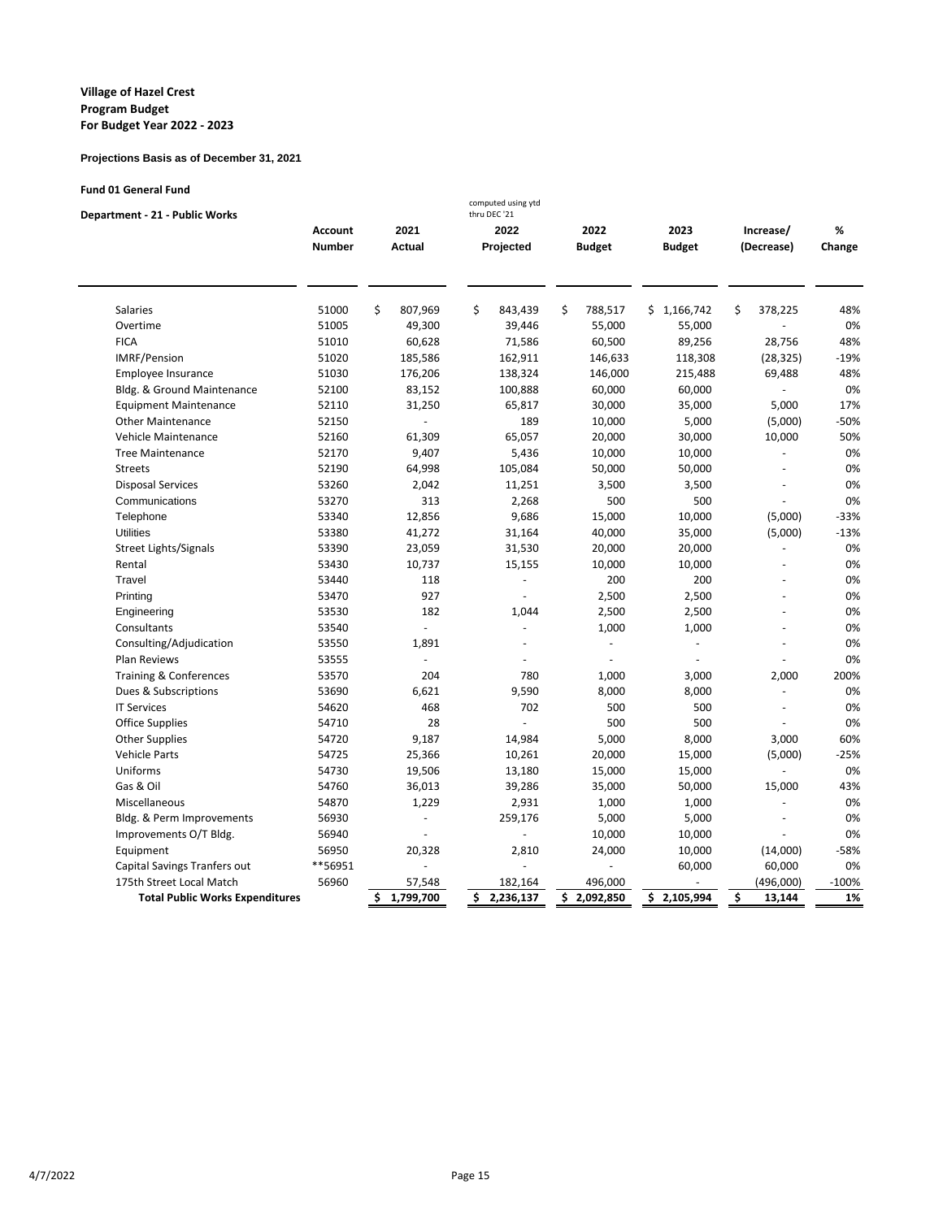**Village of Hazel Crest**
**Program Budget**
**For Budget Year 2022 - 2023**

**Projections Basis as of December 31, 2021**

**Fund 01 General Fund**

**Department - 21 - Public Works**

| | Account Number | 2021 Actual | 2022 Projected (computed using ytd thru DEC '21) | 2022 Budget | 2023 Budget | Increase/ (Decrease) | % Change |
|---|---|---|---|---|---|---|---|
| Salaries | 51000 | $ 807,969 | $ 843,439 | $ 788,517 | $ 1,166,742 | $ 378,225 | 48% |
| Overtime | 51005 | 49,300 | 39,446 | 55,000 | 55,000 | - | 0% |
| FICA | 51010 | 60,628 | 71,586 | 60,500 | 89,256 | 28,756 | 48% |
| IMRF/Pension | 51020 | 185,586 | 162,911 | 146,633 | 118,308 | (28,325) | -19% |
| Employee Insurance | 51030 | 176,206 | 138,324 | 146,000 | 215,488 | 69,488 | 48% |
| Bldg. & Ground Maintenance | 52100 | 83,152 | 100,888 | 60,000 | 60,000 | - | 0% |
| Equipment Maintenance | 52110 | 31,250 | 65,817 | 30,000 | 35,000 | 5,000 | 17% |
| Other Maintenance | 52150 | - | 189 | 10,000 | 5,000 | (5,000) | -50% |
| Vehicle Maintenance | 52160 | 61,309 | 65,057 | 20,000 | 30,000 | 10,000 | 50% |
| Tree Maintenance | 52170 | 9,407 | 5,436 | 10,000 | 10,000 | - | 0% |
| Streets | 52190 | 64,998 | 105,084 | 50,000 | 50,000 | - | 0% |
| Disposal Services | 53260 | 2,042 | 11,251 | 3,500 | 3,500 | - | 0% |
| Communications | 53270 | 313 | 2,268 | 500 | 500 | - | 0% |
| Telephone | 53340 | 12,856 | 9,686 | 15,000 | 10,000 | (5,000) | -33% |
| Utilities | 53380 | 41,272 | 31,164 | 40,000 | 35,000 | (5,000) | -13% |
| Street Lights/Signals | 53390 | 23,059 | 31,530 | 20,000 | 20,000 | - | 0% |
| Rental | 53430 | 10,737 | 15,155 | 10,000 | 10,000 | - | 0% |
| Travel | 53440 | 118 | - | 200 | 200 | - | 0% |
| Printing | 53470 | 927 | - | 2,500 | 2,500 | - | 0% |
| Engineering | 53530 | 182 | 1,044 | 2,500 | 2,500 | - | 0% |
| Consultants | 53540 | - | - | 1,000 | 1,000 | - | 0% |
| Consulting/Adjudication | 53550 | 1,891 | - | - | - | - | 0% |
| Plan Reviews | 53555 | - | - | - | - | - | 0% |
| Training & Conferences | 53570 | 204 | 780 | 1,000 | 3,000 | 2,000 | 200% |
| Dues & Subscriptions | 53690 | 6,621 | 9,590 | 8,000 | 8,000 | - | 0% |
| IT Services | 54620 | 468 | 702 | 500 | 500 | - | 0% |
| Office Supplies | 54710 | 28 | - | 500 | 500 | - | 0% |
| Other Supplies | 54720 | 9,187 | 14,984 | 5,000 | 8,000 | 3,000 | 60% |
| Vehicle Parts | 54725 | 25,366 | 10,261 | 20,000 | 15,000 | (5,000) | -25% |
| Uniforms | 54730 | 19,506 | 13,180 | 15,000 | 15,000 | - | 0% |
| Gas & Oil | 54760 | 36,013 | 39,286 | 35,000 | 50,000 | 15,000 | 43% |
| Miscellaneous | 54870 | 1,229 | 2,931 | 1,000 | 1,000 | - | 0% |
| Bldg. & Perm Improvements | 56930 | - | 259,176 | 5,000 | 5,000 | - | 0% |
| Improvements O/T Bldg. | 56940 | - | - | 10,000 | 10,000 | - | 0% |
| Equipment | 56950 | 20,328 | 2,810 | 24,000 | 10,000 | (14,000) | -58% |
| Capital Savings Tranfers out | **56951 | - | - | - | 60,000 | 60,000 | 0% |
| 175th Street Local Match | 56960 | 57,548 | 182,164 | 496,000 | - | (496,000) | -100% |
| **Total Public Works Expenditures** | | **$ 1,799,700** | **$ 2,236,137** | **$ 2,092,850** | **$ 2,105,994** | **$ 13,144** | **1%** |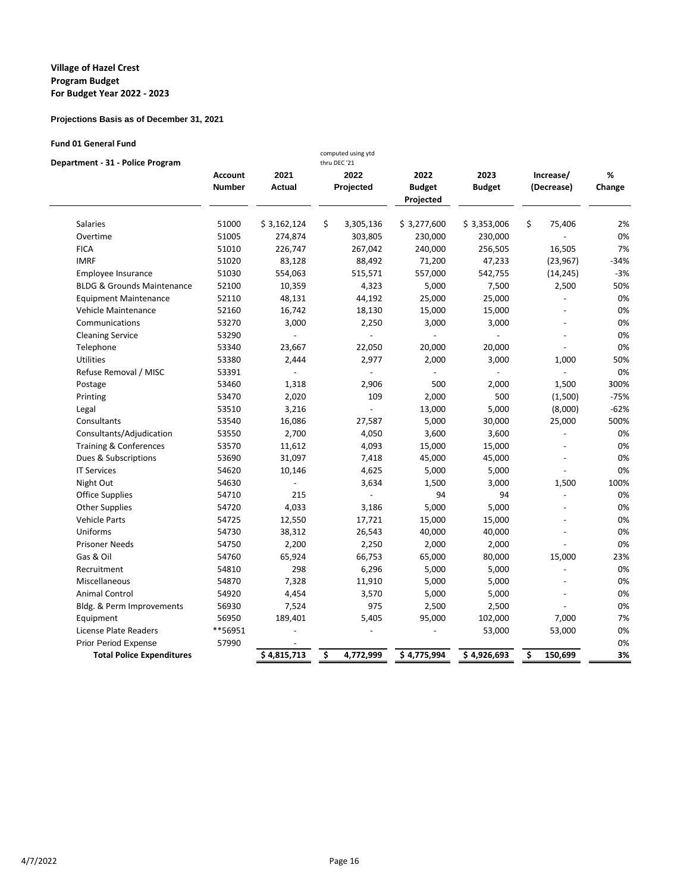**Village of Hazel Crest**
**Program Budget**
**For Budget Year 2022 - 2023**

**Projections Basis as of December 31, 2021**

**Fund 01 General Fund**

**Department - 31 - Police Program**

| | Account Number | 2021 Actual | 2022 Projected (computed using ytd thru DEC '21) | 2022 Budget Projected | 2023 Budget | Increase/ (Decrease) | % Change |
|---|---|---|---|---|---|---|---|
| Salaries | 51000 | $ 3,162,124 | $ 3,305,136 | $ 3,277,600 | $ 3,353,006 | $ 75,406 | 2% |
| Overtime | 51005 | 274,874 | 303,805 | 230,000 | 230,000 | - | 0% |
| FICA | 51010 | 226,747 | 267,042 | 240,000 | 256,505 | 16,505 | 7% |
| IMRF | 51020 | 83,128 | 88,492 | 71,200 | 47,233 | (23,967) | -34% |
| Employee Insurance | 51030 | 554,063 | 515,571 | 557,000 | 542,755 | (14,245) | -3% |
| BLDG & Grounds Maintenance | 52100 | 10,359 | 4,323 | 5,000 | 7,500 | 2,500 | 50% |
| Equipment Maintenance | 52110 | 48,131 | 44,192 | 25,000 | 25,000 | - | 0% |
| Vehicle Maintenance | 52160 | 16,742 | 18,130 | 15,000 | 15,000 | - | 0% |
| Communications | 53270 | 3,000 | 2,250 | 3,000 | 3,000 | - | 0% |
| Cleaning Service | 53290 | - | - | - | - | - | 0% |
| Telephone | 53340 | 23,667 | 22,050 | 20,000 | 20,000 | - | 0% |
| Utilities | 53380 | 2,444 | 2,977 | 2,000 | 3,000 | 1,000 | 50% |
| Refuse Removal / MISC | 53391 | - | - | - | - | - | 0% |
| Postage | 53460 | 1,318 | 2,906 | 500 | 2,000 | 1,500 | 300% |
| Printing | 53470 | 2,020 | 109 | 2,000 | 500 | (1,500) | -75% |
| Legal | 53510 | 3,216 | - | 13,000 | 5,000 | (8,000) | -62% |
| Consultants | 53540 | 16,086 | 27,587 | 5,000 | 30,000 | 25,000 | 500% |
| Consultants/Adjudication | 53550 | 2,700 | 4,050 | 3,600 | 3,600 | - | 0% |
| Training & Conferences | 53570 | 11,612 | 4,093 | 15,000 | 15,000 | - | 0% |
| Dues & Subscriptions | 53690 | 31,097 | 7,418 | 45,000 | 45,000 | - | 0% |
| IT Services | 54620 | 10,146 | 4,625 | 5,000 | 5,000 | - | 0% |
| Night Out | 54630 | - | 3,634 | 1,500 | 3,000 | 1,500 | 100% |
| Office Supplies | 54710 | 215 | - | 94 | 94 | - | 0% |
| Other Supplies | 54720 | 4,033 | 3,186 | 5,000 | 5,000 | - | 0% |
| Vehicle Parts | 54725 | 12,550 | 17,721 | 15,000 | 15,000 | - | 0% |
| Uniforms | 54730 | 38,312 | 26,543 | 40,000 | 40,000 | - | 0% |
| Prisoner Needs | 54750 | 2,200 | 2,250 | 2,000 | 2,000 | - | 0% |
| Gas & Oil | 54760 | 65,924 | 66,753 | 65,000 | 80,000 | 15,000 | 23% |
| Recruitment | 54810 | 298 | 6,296 | 5,000 | 5,000 | - | 0% |
| Miscellaneous | 54870 | 7,328 | 11,910 | 5,000 | 5,000 | - | 0% |
| Animal Control | 54920 | 4,454 | 3,570 | 5,000 | 5,000 | - | 0% |
| Bldg. & Perm Improvements | 56930 | 7,524 | 975 | 2,500 | 2,500 | - | 0% |
| Equipment | 56950 | 189,401 | 5,405 | 95,000 | 102,000 | 7,000 | 7% |
| License Plate Readers | **56951 | - | - | - | 53,000 | 53,000 | 0% |
| Prior Period Expense | 57990 | - | | | | | 0% |
| **Total Police Expenditures** | | **$ 4,815,713** | **$ 4,772,999** | **$ 4,775,994** | **$ 4,926,693** | **$ 150,699** | **3%** |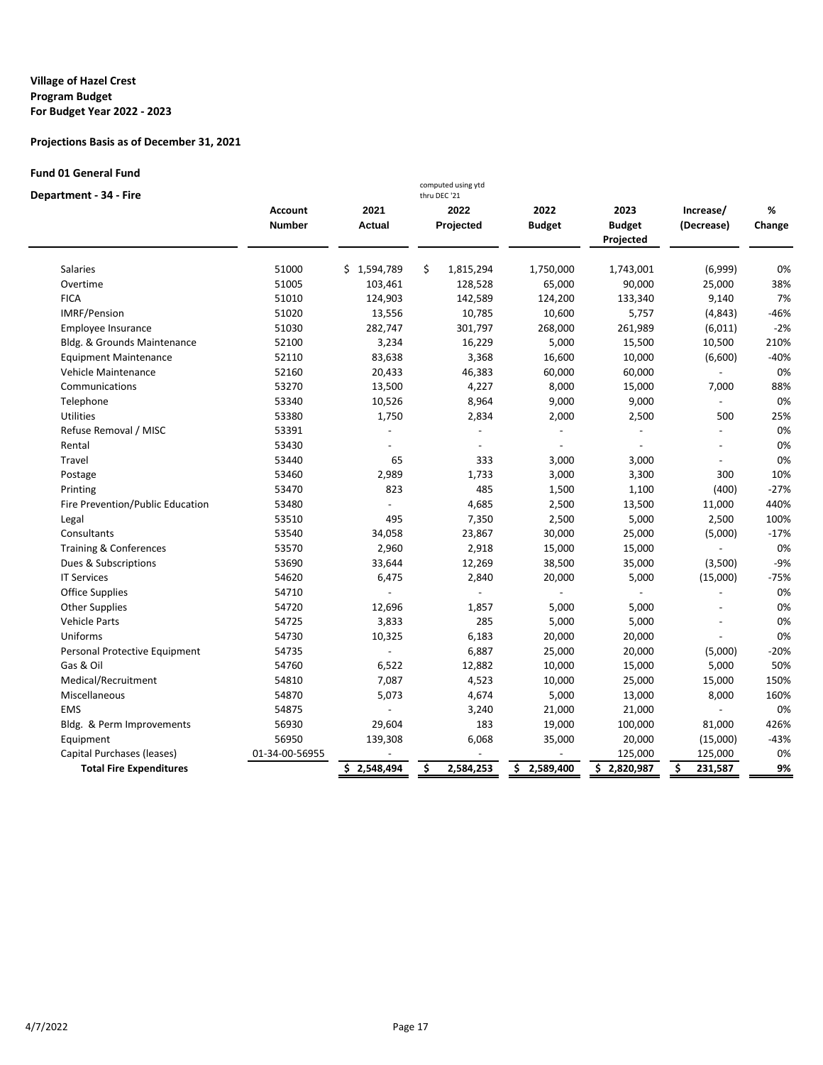**Village of Hazel Crest**
**Program Budget**
**For Budget Year 2022 - 2023**

**Projections Basis as of December 31, 2021**

**Fund 01 General Fund**

**Department - 34 - Fire**

| | Account Number | 2021 Actual | 2022 Projected (computed using ytd thru DEC '21) | 2022 Budget | 2023 Budget Projected | Increase/ (Decrease) | % Change |
|---|---|---|---|---|---|---|---|
| Salaries | 51000 | $ 1,594,789 | $ 1,815,294 | 1,750,000 | 1,743,001 | (6,999) | 0% |
| Overtime | 51005 | 103,461 | 128,528 | 65,000 | 90,000 | 25,000 | 38% |
| FICA | 51010 | 124,903 | 142,589 | 124,200 | 133,340 | 9,140 | 7% |
| IMRF/Pension | 51020 | 13,556 | 10,785 | 10,600 | 5,757 | (4,843) | -46% |
| Employee Insurance | 51030 | 282,747 | 301,797 | 268,000 | 261,989 | (6,011) | -2% |
| Bldg. & Grounds Maintenance | 52100 | 3,234 | 16,229 | 5,000 | 15,500 | 10,500 | 210% |
| Equipment Maintenance | 52110 | 83,638 | 3,368 | 16,600 | 10,000 | (6,600) | -40% |
| Vehicle Maintenance | 52160 | 20,433 | 46,383 | 60,000 | 60,000 | - | 0% |
| Communications | 53270 | 13,500 | 4,227 | 8,000 | 15,000 | 7,000 | 88% |
| Telephone | 53340 | 10,526 | 8,964 | 9,000 | 9,000 | - | 0% |
| Utilities | 53380 | 1,750 | 2,834 | 2,000 | 2,500 | 500 | 25% |
| Refuse Removal / MISC | 53391 | - | - | - | - | - | 0% |
| Rental | 53430 | - | - | - | - | - | 0% |
| Travel | 53440 | 65 | 333 | 3,000 | 3,000 | - | 0% |
| Postage | 53460 | 2,989 | 1,733 | 3,000 | 3,300 | 300 | 10% |
| Printing | 53470 | 823 | 485 | 1,500 | 1,100 | (400) | -27% |
| Fire Prevention/Public Education | 53480 | - | 4,685 | 2,500 | 13,500 | 11,000 | 440% |
| Legal | 53510 | 495 | 7,350 | 2,500 | 5,000 | 2,500 | 100% |
| Consultants | 53540 | 34,058 | 23,867 | 30,000 | 25,000 | (5,000) | -17% |
| Training & Conferences | 53570 | 2,960 | 2,918 | 15,000 | 15,000 | - | 0% |
| Dues & Subscriptions | 53690 | 33,644 | 12,269 | 38,500 | 35,000 | (3,500) | -9% |
| IT Services | 54620 | 6,475 | 2,840 | 20,000 | 5,000 | (15,000) | -75% |
| Office Supplies | 54710 | - | - | - | - | - | 0% |
| Other Supplies | 54720 | 12,696 | 1,857 | 5,000 | 5,000 | - | 0% |
| Vehicle Parts | 54725 | 3,833 | 285 | 5,000 | 5,000 | - | 0% |
| Uniforms | 54730 | 10,325 | 6,183 | 20,000 | 20,000 | - | 0% |
| Personal Protective Equipment | 54735 | - | 6,887 | 25,000 | 20,000 | (5,000) | -20% |
| Gas & Oil | 54760 | 6,522 | 12,882 | 10,000 | 15,000 | 5,000 | 50% |
| Medical/Recruitment | 54810 | 7,087 | 4,523 | 10,000 | 25,000 | 15,000 | 150% |
| Miscellaneous | 54870 | 5,073 | 4,674 | 5,000 | 13,000 | 8,000 | 160% |
| EMS | 54875 | - | 3,240 | 21,000 | 21,000 | - | 0% |
| Bldg. & Perm Improvements | 56930 | 29,604 | 183 | 19,000 | 100,000 | 81,000 | 426% |
| Equipment | 56950 | 139,308 | 6,068 | 35,000 | 20,000 | (15,000) | -43% |
| Capital Purchases (leases) | 01-34-00-56955 | - | - | - | 125,000 | 125,000 | 0% |
| **Total Fire Expenditures** | | **$ 2,548,494** | **$ 2,584,253** | **$ 2,589,400** | **$ 2,820,987** | **$ 231,587** | **9%** |

4/7/2022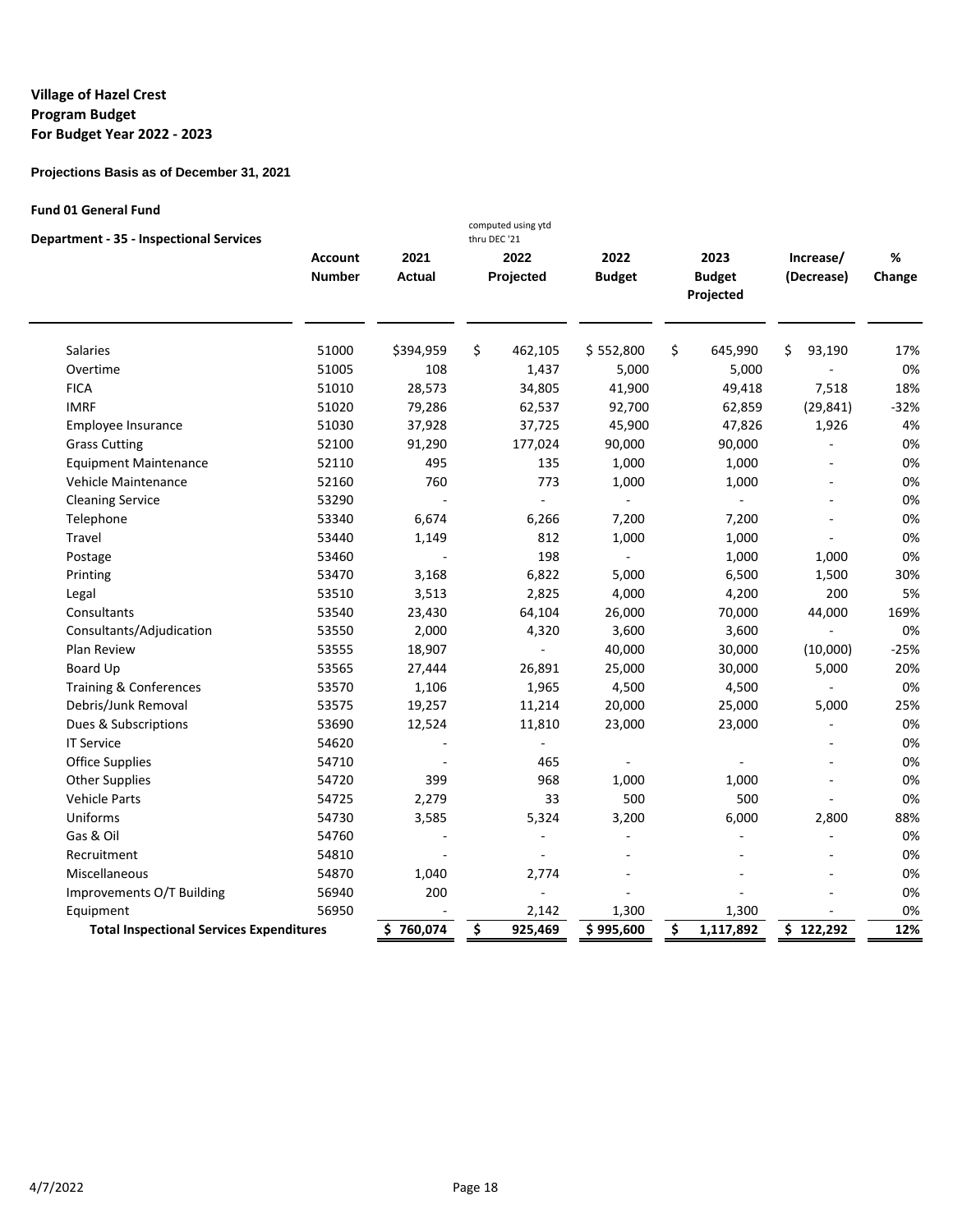**Village of Hazel Crest**
**Program Budget**
**For Budget Year 2022 - 2023**

**Projections Basis as of December 31, 2021**

**Fund 01 General Fund**

**Department - 35 - Inspectional Services**

| | Account Number | 2021 Actual | 2022 Projected (computed using ytd thru DEC '21) | 2022 Budget | 2023 Budget Projected | Increase/ (Decrease) | % Change |
|---|---|---|---|---|---|---|---|
| Salaries | 51000 | $394,959 | $ 462,105 | $ 552,800 | $ 645,990 | $ 93,190 | 17% |
| Overtime | 51005 | 108 | 1,437 | 5,000 | 5,000 | - | 0% |
| FICA | 51010 | 28,573 | 34,805 | 41,900 | 49,418 | 7,518 | 18% |
| IMRF | 51020 | 79,286 | 62,537 | 92,700 | 62,859 | (29,841) | -32% |
| Employee Insurance | 51030 | 37,928 | 37,725 | 45,900 | 47,826 | 1,926 | 4% |
| Grass Cutting | 52100 | 91,290 | 177,024 | 90,000 | 90,000 | - | 0% |
| Equipment Maintenance | 52110 | 495 | 135 | 1,000 | 1,000 | - | 0% |
| Vehicle Maintenance | 52160 | 760 | 773 | 1,000 | 1,000 | - | 0% |
| Cleaning Service | 53290 | - | - | - | - | - | 0% |
| Telephone | 53340 | 6,674 | 6,266 | 7,200 | 7,200 | - | 0% |
| Travel | 53440 | 1,149 | 812 | 1,000 | 1,000 | - | 0% |
| Postage | 53460 | - | 198 | - | 1,000 | 1,000 | 0% |
| Printing | 53470 | 3,168 | 6,822 | 5,000 | 6,500 | 1,500 | 30% |
| Legal | 53510 | 3,513 | 2,825 | 4,000 | 4,200 | 200 | 5% |
| Consultants | 53540 | 23,430 | 64,104 | 26,000 | 70,000 | 44,000 | 169% |
| Consultants/Adjudication | 53550 | 2,000 | 4,320 | 3,600 | 3,600 | - | 0% |
| Plan Review | 53555 | 18,907 | - | 40,000 | 30,000 | (10,000) | -25% |
| Board Up | 53565 | 27,444 | 26,891 | 25,000 | 30,000 | 5,000 | 20% |
| Training & Conferences | 53570 | 1,106 | 1,965 | 4,500 | 4,500 | - | 0% |
| Debris/Junk Removal | 53575 | 19,257 | 11,214 | 20,000 | 25,000 | 5,000 | 25% |
| Dues & Subscriptions | 53690 | 12,524 | 11,810 | 23,000 | 23,000 | - | 0% |
| IT Service | 54620 | - | - | | | - | 0% |
| Office Supplies | 54710 | - | 465 | - | - | - | 0% |
| Other Supplies | 54720 | 399 | 968 | 1,000 | 1,000 | - | 0% |
| Vehicle Parts | 54725 | 2,279 | 33 | 500 | 500 | - | 0% |
| Uniforms | 54730 | 3,585 | 5,324 | 3,200 | 6,000 | 2,800 | 88% |
| Gas & Oil | 54760 | - | - | - | - | - | 0% |
| Recruitment | 54810 | - | - | - | - | - | 0% |
| Miscellaneous | 54870 | 1,040 | 2,774 | - | - | - | 0% |
| Improvements O/T Building | 56940 | 200 | - | - | - | - | 0% |
| Equipment | 56950 | - | 2,142 | 1,300 | 1,300 | - | 0% |
| **Total Inspectional Services Expenditures** | | **$ 760,074** | **$ 925,469** | **$ 995,600** | **$ 1,117,892** | **$ 122,292** | **12%** |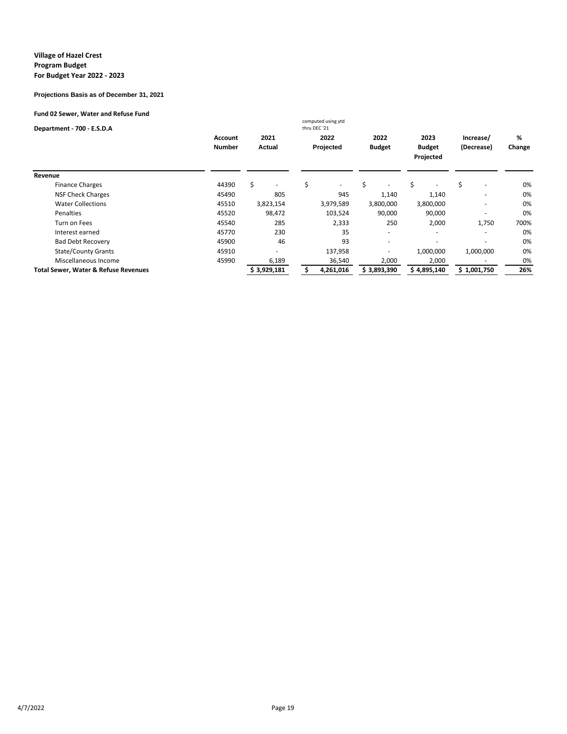**Village of Hazel Crest**
**Program Budget**
**For Budget Year 2022 - 2023**

**Projections Basis as of December 31, 2021**

**Fund 02 Sewer, Water and Refuse Fund**

**Department - 700 - E.S.D.A**

| | Account Number | 2021 Actual | 2022 Projected (computed using ytd thru DEC '21) | 2022 Budget | 2023 Budget Projected | Increase/ (Decrease) | % Change |
|---|---|---|---|---|---|---|---|
| **Revenue** | | | | | | | |
| Finance Charges | 44390 | $ - | $ - | $ - | $ - | $ - | 0% |
| NSF Check Charges | 45490 | 805 | 945 | 1,140 | 1,140 | - | 0% |
| Water Collections | 45510 | 3,823,154 | 3,979,589 | 3,800,000 | 3,800,000 | - | 0% |
| Penalties | 45520 | 98,472 | 103,524 | 90,000 | 90,000 | - | 0% |
| Turn on Fees | 45540 | 285 | 2,333 | 250 | 2,000 | 1,750 | 700% |
| Interest earned | 45770 | 230 | 35 | - | - | - | 0% |
| Bad Debt Recovery | 45900 | 46 | 93 | - | - | - | 0% |
| State/County Grants | 45910 | - | 137,958 | - | 1,000,000 | 1,000,000 | 0% |
| Miscellaneous Income | 45990 | 6,189 | 36,540 | 2,000 | 2,000 | - | 0% |
| **Total Sewer, Water & Refuse Revenues** | | **$ 3,929,181** | **$ 4,261,016** | **$ 3,893,390** | **$ 4,895,140** | **$ 1,001,750** | **26%** |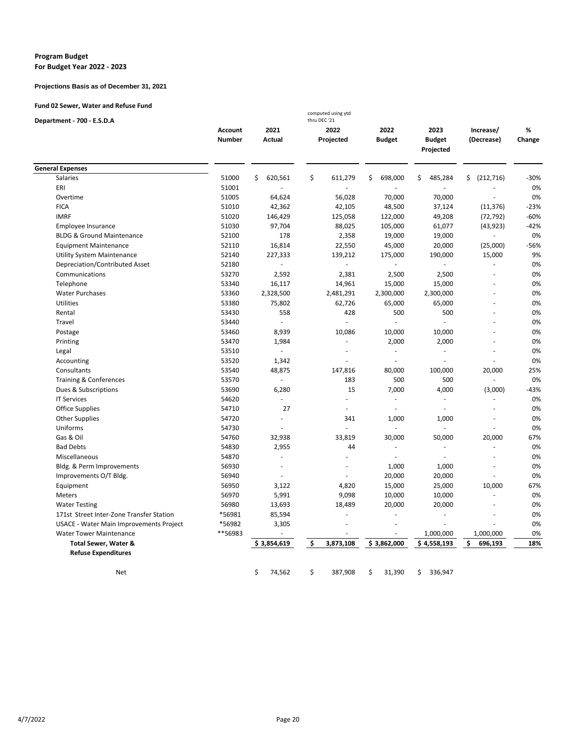**Program Budget**
**For Budget Year 2022 - 2023**

**Projections Basis as of December 31, 2021**

**Fund 02 Sewer, Water and Refuse Fund**

**Department - 700 - E.S.D.A**

| | Account Number | 2021 Actual | 2022 Projected (computed using ytd thru DEC '21) | 2022 Budget | 2023 Budget Projected | Increase/ (Decrease) | % Change |
|---|---|---|---|---|---|---|---|
| **General Expenses** | | | | | | | |
| Salaries | 51000 | $ 620,561 | $ 611,279 | $ 698,000 | $ 485,284 | $ (212,716) | -30% |
| ERI | 51001 | - | - | - | - | - | 0% |
| Overtime | 51005 | 64,624 | 56,028 | 70,000 | 70,000 | - | 0% |
| FICA | 51010 | 42,362 | 42,105 | 48,500 | 37,124 | (11,376) | -23% |
| IMRF | 51020 | 146,429 | 125,058 | 122,000 | 49,208 | (72,792) | -60% |
| Employee Insurance | 51030 | 97,704 | 88,025 | 105,000 | 61,077 | (43,923) | -42% |
| BLDG & Ground Maintenance | 52100 | 178 | 2,358 | 19,000 | 19,000 | - | 0% |
| Equipment Maintenance | 52110 | 16,814 | 22,550 | 45,000 | 20,000 | (25,000) | -56% |
| Utility System Maintenance | 52140 | 227,333 | 139,212 | 175,000 | 190,000 | 15,000 | 9% |
| Depreciation/Contributed Asset | 52180 | - | - | - | - | - | 0% |
| Communications | 53270 | 2,592 | 2,381 | 2,500 | 2,500 | - | 0% |
| Telephone | 53340 | 16,117 | 14,961 | 15,000 | 15,000 | - | 0% |
| Water Purchases | 53360 | 2,328,500 | 2,481,291 | 2,300,000 | 2,300,000 | - | 0% |
| Utilities | 53380 | 75,802 | 62,726 | 65,000 | 65,000 | - | 0% |
| Rental | 53430 | 558 | 428 | 500 | 500 | - | 0% |
| Travel | 53440 | - | - | - | - | - | 0% |
| Postage | 53460 | 8,939 | 10,086 | 10,000 | 10,000 | - | 0% |
| Printing | 53470 | 1,984 | - | 2,000 | 2,000 | - | 0% |
| Legal | 53510 | - | - | - | - | - | 0% |
| Accounting | 53520 | 1,342 | - | - | - | - | 0% |
| Consultants | 53540 | 48,875 | 147,816 | 80,000 | 100,000 | 20,000 | 25% |
| Training & Conferences | 53570 | - | 183 | 500 | 500 | - | 0% |
| Dues & Subscriptions | 53690 | 6,280 | 15 | 7,000 | 4,000 | (3,000) | -43% |
| IT Services | 54620 | - | - | - | - | - | 0% |
| Office Supplies | 54710 | 27 | - | - | - | - | 0% |
| Other Supplies | 54720 | - | 341 | 1,000 | 1,000 | - | 0% |
| Uniforms | 54730 | - | - | - | - | - | 0% |
| Gas & Oil | 54760 | 32,938 | 33,819 | 30,000 | 50,000 | 20,000 | 67% |
| Bad Debts | 54830 | 2,955 | 44 | - | - | - | 0% |
| Miscellaneous | 54870 | - | - | - | - | - | 0% |
| Bldg. & Perm Improvements | 56930 | - | - | 1,000 | 1,000 | - | 0% |
| Improvements O/T Bldg. | 56940 | - | - | 20,000 | 20,000 | - | 0% |
| Equipment | 56950 | 3,122 | 4,820 | 15,000 | 25,000 | 10,000 | 67% |
| Meters | 56970 | 5,991 | 9,098 | 10,000 | 10,000 | - | 0% |
| Water Testing | 56980 | 13,693 | 18,489 | 20,000 | 20,000 | - | 0% |
| 171st Street Inter-Zone Transfer Station | *56981 | 85,594 | - | - | - | - | 0% |
| USACE - Water Main Improvements Project | *56982 | 3,305 | - | - | - | - | 0% |
| Water Tower Maintenance | **56983 | - | - | - | 1,000,000 | 1,000,000 | 0% |
| **Total Sewer, Water & Refuse Expenditures** | | **$ 3,854,619** | **$ 3,873,108** | **$ 3,862,000** | **$ 4,558,193** | **$ 696,193** | **18%** |
| Net | | $ 74,562 | $ 387,908 | $ 31,390 | $ 336,947 | | |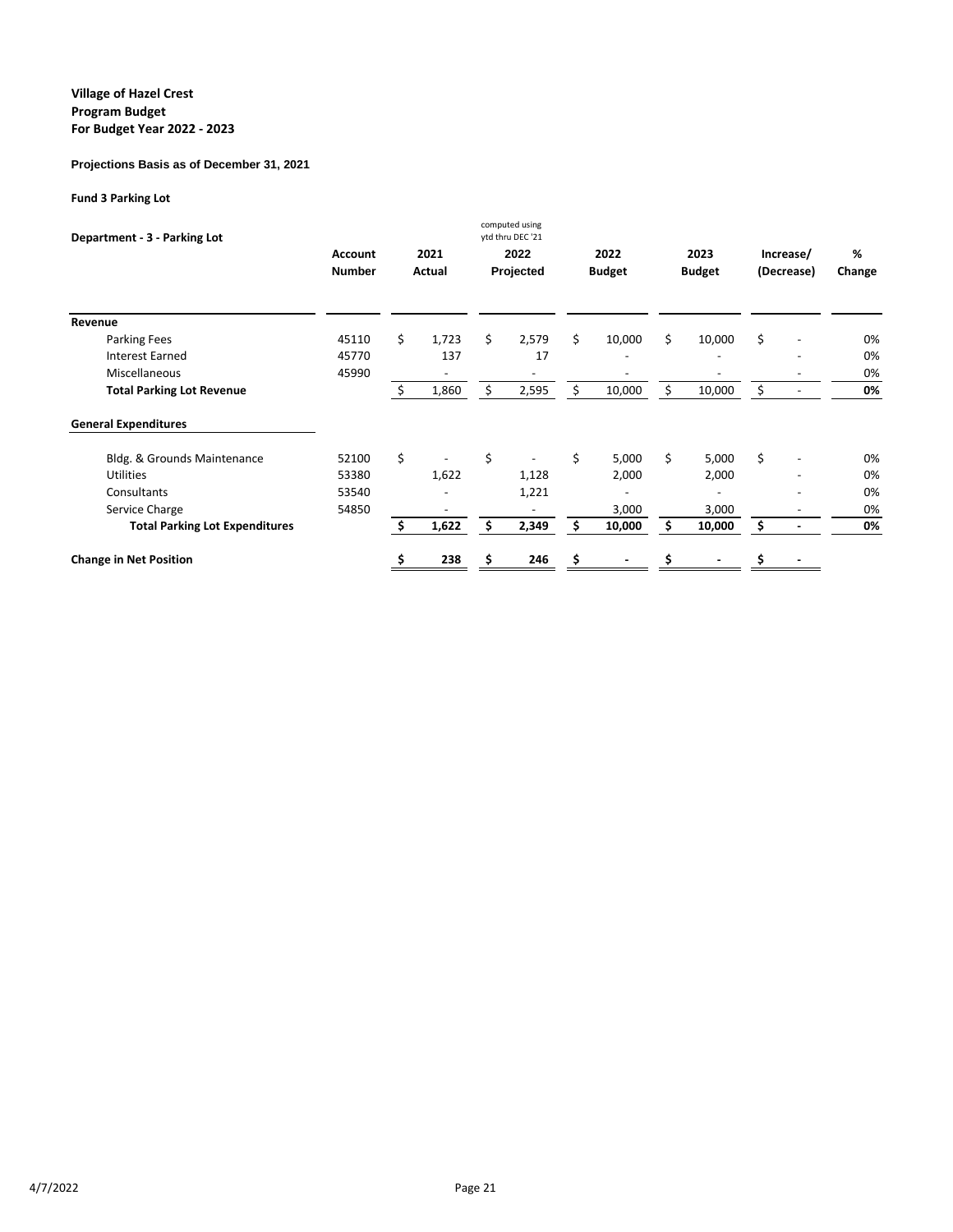**Village of Hazel Crest**
**Program Budget**
**For Budget Year 2022 - 2023**

**Projections Basis as of December 31, 2021**

**Fund 3 Parking Lot**

| Department - 3 - Parking Lot | Account Number | 2021 Actual | 2022 Projected (computed using ytd thru DEC '21) | 2022 Budget | 2023 Budget | Increase/ (Decrease) | % Change |
|---|---|---|---|---|---|---|---|
| **Revenue** | | | | | | | |
| Parking Fees | 45110 | $ 1,723 | $ 2,579 | $ 10,000 | $ 10,000 | $ - | 0% |
| Interest Earned | 45770 | 137 | 17 | - | - | - | 0% |
| Miscellaneous | 45990 | - | - | - | - | - | 0% |
| **Total Parking Lot Revenue** | | $ 1,860 | $ 2,595 | $ 10,000 | $ 10,000 | $ - | **0%** |
| **General Expenditures** | | | | | | | |
| Bldg. & Grounds Maintenance | 52100 | $ - | $ - | $ 5,000 | $ 5,000 | $ - | 0% |
| Utilities | 53380 | 1,622 | 1,128 | 2,000 | 2,000 | - | 0% |
| Consultants | 53540 | - | 1,221 | - | - | - | 0% |
| Service Charge | 54850 | - | - | 3,000 | 3,000 | - | 0% |
| **Total Parking Lot Expenditures** | | **$ 1,622** | **$ 2,349** | **$ 10,000** | **$ 10,000** | **$ -** | **0%** |
| **Change in Net Position** | | **$ 238** | **$ 246** | **$ -** | **$ -** | **$ -** | |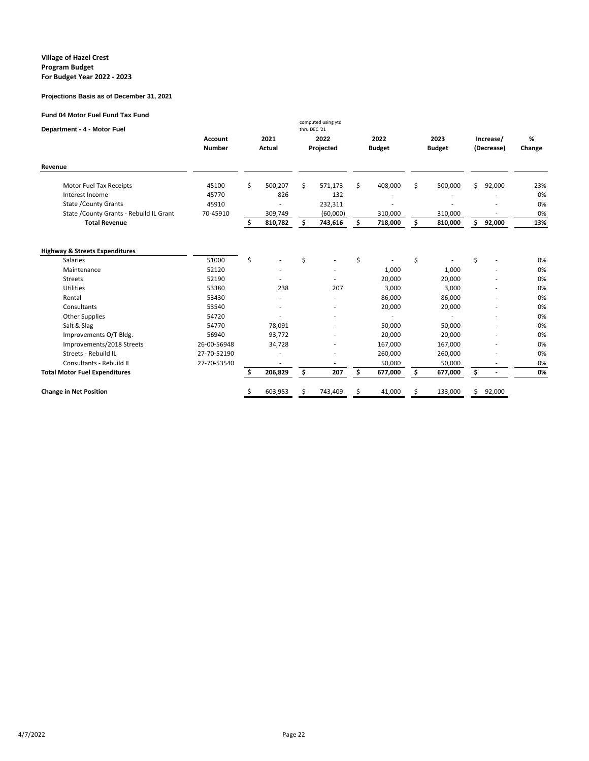**Village of Hazel Crest**
**Program Budget**
**For Budget Year 2022 - 2023**

**Projections Basis as of December 31, 2021**

**Fund 04 Motor Fuel Fund Tax Fund**

**Department - 4 - Motor Fuel**

| | Account Number | 2021 Actual | 2022 Projected (computed using ytd thru DEC '21) | 2022 Budget | 2023 Budget | Increase/ (Decrease) | % Change |
|---|---|---|---|---|---|---|---|
| **Revenue** | | | | | | | |
| Motor Fuel Tax Receipts | 45100 | $ 500,207 | $ 571,173 | $ 408,000 | $ 500,000 | $ 92,000 | 23% |
| Interest Income | 45770 | 826 | 132 | - | - | - | 0% |
| State /County Grants | 45910 | - | 232,311 | - | - | - | 0% |
| State /County Grants - Rebuild IL Grant | 70-45910 | 309,749 | (60,000) | 310,000 | 310,000 | - | 0% |
| **Total Revenue** | | **$ 810,782** | **$ 743,616** | **$ 718,000** | **$ 810,000** | **$ 92,000** | **13%** |
| **Highway & Streets Expenditures** | | | | | | | |
| Salaries | 51000 | $ - | $ - | $ - | $ - | $ - | 0% |
| Maintenance | 52120 | - | - | 1,000 | 1,000 | - | 0% |
| Streets | 52190 | - | - | 20,000 | 20,000 | - | 0% |
| Utilities | 53380 | 238 | 207 | 3,000 | 3,000 | - | 0% |
| Rental | 53430 | - | - | 86,000 | 86,000 | - | 0% |
| Consultants | 53540 | - | - | 20,000 | 20,000 | - | 0% |
| Other Supplies | 54720 | - | - | - | - | - | 0% |
| Salt & Slag | 54770 | 78,091 | - | 50,000 | 50,000 | - | 0% |
| Improvements O/T Bldg. | 56940 | 93,772 | - | 20,000 | 20,000 | - | 0% |
| Improvements/2018 Streets | 26-00-56948 | 34,728 | - | 167,000 | 167,000 | - | 0% |
| Streets - Rebuild IL | 27-70-52190 | - | - | 260,000 | 260,000 | - | 0% |
| Consultants - Rebuild IL | 27-70-53540 | - | - | 50,000 | 50,000 | - | 0% |
| **Total Motor Fuel Expenditures** | | **$ 206,829** | **$ 207** | **$ 677,000** | **$ 677,000** | **$ -** | **0%** |
| **Change in Net Position** | | $ 603,953 | $ 743,409 | $ 41,000 | $ 133,000 | $ 92,000 | |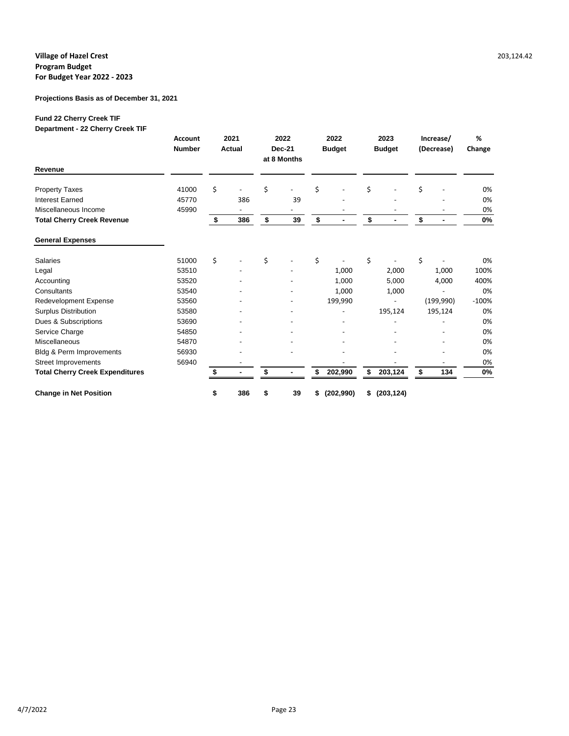**Village of Hazel Crest**
**Program Budget**
**For Budget Year 2022 - 2023**

203,124.42

**Projections Basis as of December 31, 2021**

**Fund 22 Cherry Creek TIF**
**Department - 22 Cherry Creek TIF**

| | Account Number | 2021 Actual | 2022 Dec-21 at 8 Months | 2022 Budget | 2023 Budget | Increase/ (Decrease) | % Change |
|---|---|---|---|---|---|---|---|
| **Revenue** | | | | | | | |
| Property Taxes | 41000 | $ - | $ - | $ - | $ - | $ - | 0% |
| Interest Earned | 45770 | 386 | 39 | - | - | - | 0% |
| Miscellaneous Income | 45990 | - | - | - | - | - | 0% |
| **Total Cherry Creek Revenue** | | **$ 386** | **$ 39** | **$ -** | **$ -** | **$ -** | **0%** |
| **General Expenses** | | | | | | | |
| Salaries | 51000 | $ - | $ - | $ - | $ - | $ - | 0% |
| Legal | 53510 | - | - | 1,000 | 2,000 | 1,000 | 100% |
| Accounting | 53520 | - | - | 1,000 | 5,000 | 4,000 | 400% |
| Consultants | 53540 | - | - | 1,000 | 1,000 | - | 0% |
| Redevelopment Expense | 53560 | - | - | 199,990 | - | (199,990) | -100% |
| Surplus Distribution | 53580 | - | - | - | 195,124 | 195,124 | 0% |
| Dues & Subscriptions | 53690 | - | - | - | - | - | 0% |
| Service Charge | 54850 | - | - | - | - | - | 0% |
| Miscellaneous | 54870 | - | - | - | - | - | 0% |
| Bldg & Perm Improvements | 56930 | - | - | - | - | - | 0% |
| Street Improvements | 56940 | - | | - | - | - | 0% |
| **Total Cherry Creek Expenditures** | | **$ -** | **$ -** | **$ 202,990** | **$ 203,124** | **$ 134** | **0%** |
| **Change in Net Position** | | **$ 386** | **$ 39** | **$ (202,990)** | **$ (203,124)** | | |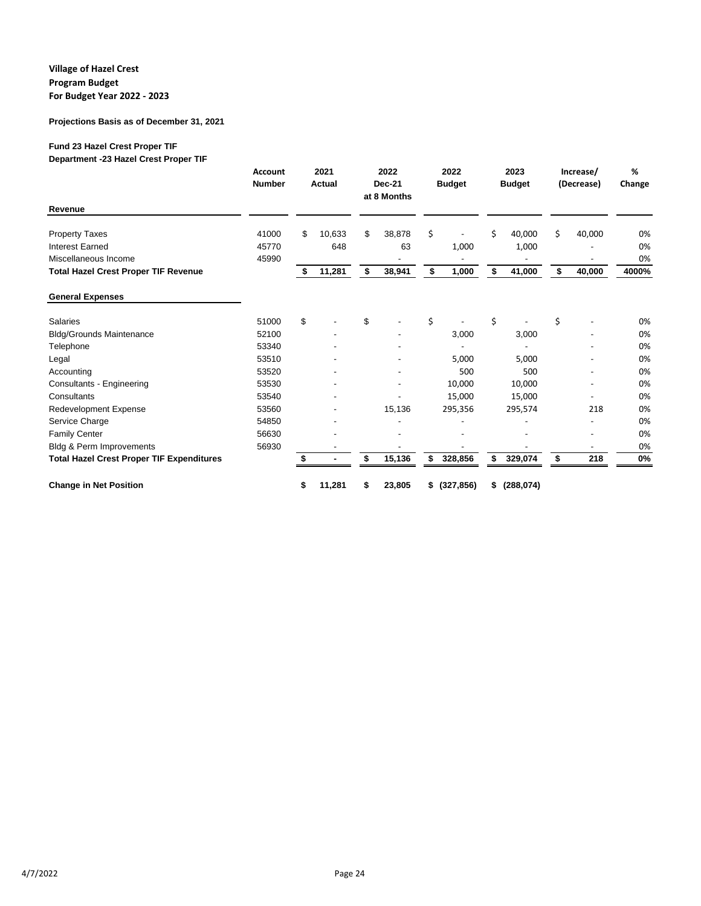**Village of Hazel Crest**
**Program Budget**
**For Budget Year 2022 - 2023**

**Projections Basis as of December 31, 2021**

**Fund 23 Hazel Crest Proper TIF**
**Department -23 Hazel Crest Proper TIF**

| | Account Number | 2021 Actual | 2022 Dec-21 at 8 Months | 2022 Budget | 2023 Budget | Increase/ (Decrease) | % Change |
|---|---|---|---|---|---|---|---|
| **Revenue** | | | | | | | |
| Property Taxes | 41000 | $ 10,633 | $ 38,878 | $ - | $ 40,000 | $ 40,000 | 0% |
| Interest Earned | 45770 | 648 | 63 | 1,000 | 1,000 | - | 0% |
| Miscellaneous Income | 45990 | | - | - | - | - | 0% |
| **Total Hazel Crest Proper TIF Revenue** | | **$ 11,281** | **$ 38,941** | **$ 1,000** | **$ 41,000** | **$ 40,000** | **4000%** |
| **General Expenses** | | | | | | | |
| Salaries | 51000 | $ - | $ - | $ - | $ - | $ - | 0% |
| Bldg/Grounds Maintenance | 52100 | - | - | 3,000 | 3,000 | - | 0% |
| Telephone | 53340 | - | - | - | - | - | 0% |
| Legal | 53510 | - | - | 5,000 | 5,000 | - | 0% |
| Accounting | 53520 | - | - | 500 | 500 | - | 0% |
| Consultants - Engineering | 53530 | - | - | 10,000 | 10,000 | - | 0% |
| Consultants | 53540 | - | - | 15,000 | 15,000 | - | 0% |
| Redevelopment Expense | 53560 | - | 15,136 | 295,356 | 295,574 | 218 | 0% |
| Service Charge | 54850 | - | - | - | - | - | 0% |
| Family Center | 56630 | - | - | - | - | - | 0% |
| Bldg & Perm Improvements | 56930 | - | - | - | - | - | 0% |
| **Total Hazel Crest Proper TIF Expenditures** | | **$ -** | **$ 15,136** | **$ 328,856** | **$ 329,074** | **$ 218** | **0%** |
| **Change in Net Position** | | **$ 11,281** | **$ 23,805** | **$ (327,856)** | **$ (288,074)** | | |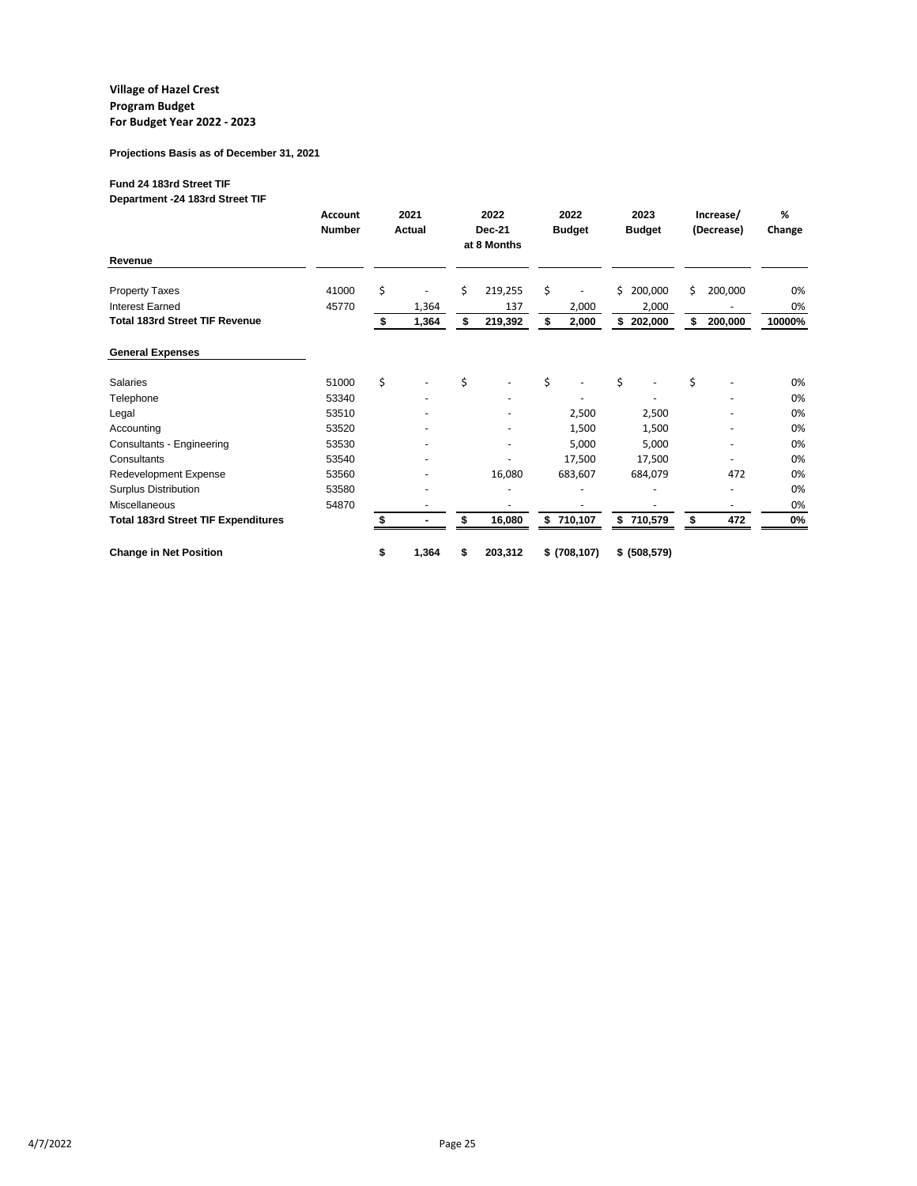**Village of Hazel Crest**
**Program Budget**
**For Budget Year 2022 - 2023**

**Projections Basis as of December 31, 2021**

**Fund 24 183rd Street TIF**
**Department -24 183rd Street TIF**

| | Account Number | 2021 Actual | 2022 Dec-21 at 8 Months | 2022 Budget | 2023 Budget | Increase/ (Decrease) | % Change |
|---|---|---|---|---|---|---|---|
| **Revenue** | | | | | | | |
| Property Taxes | 41000 | $ - | $ 219,255 | $ - | $ 200,000 | $ 200,000 | 0% |
| Interest Earned | 45770 | 1,364 | 137 | 2,000 | 2,000 | - | 0% |
| **Total 183rd Street TIF Revenue** | | **$ 1,364** | **$ 219,392** | **$ 2,000** | **$ 202,000** | **$ 200,000** | **10000%** |
| **General Expenses** | | | | | | | |
| Salaries | 51000 | $ - | $ - | $ - | $ - | $ - | 0% |
| Telephone | 53340 | - | - | - | - | - | 0% |
| Legal | 53510 | - | - | 2,500 | 2,500 | - | 0% |
| Accounting | 53520 | - | - | 1,500 | 1,500 | - | 0% |
| Consultants - Engineering | 53530 | - | - | 5,000 | 5,000 | - | 0% |
| Consultants | 53540 | - | - | 17,500 | 17,500 | - | 0% |
| Redevelopment Expense | 53560 | - | 16,080 | 683,607 | 684,079 | 472 | 0% |
| Surplus Distribution | 53580 | - | - | - | - | - | 0% |
| Miscellaneous | 54870 | - | - | - | - | - | 0% |
| **Total 183rd Street TIF Expenditures** | | **$ -** | **$ 16,080** | **$ 710,107** | **$ 710,579** | **$ 472** | **0%** |
| **Change in Net Position** | | **$ 1,364** | **$ 203,312** | **$ (708,107)** | **$ (508,579)** | | |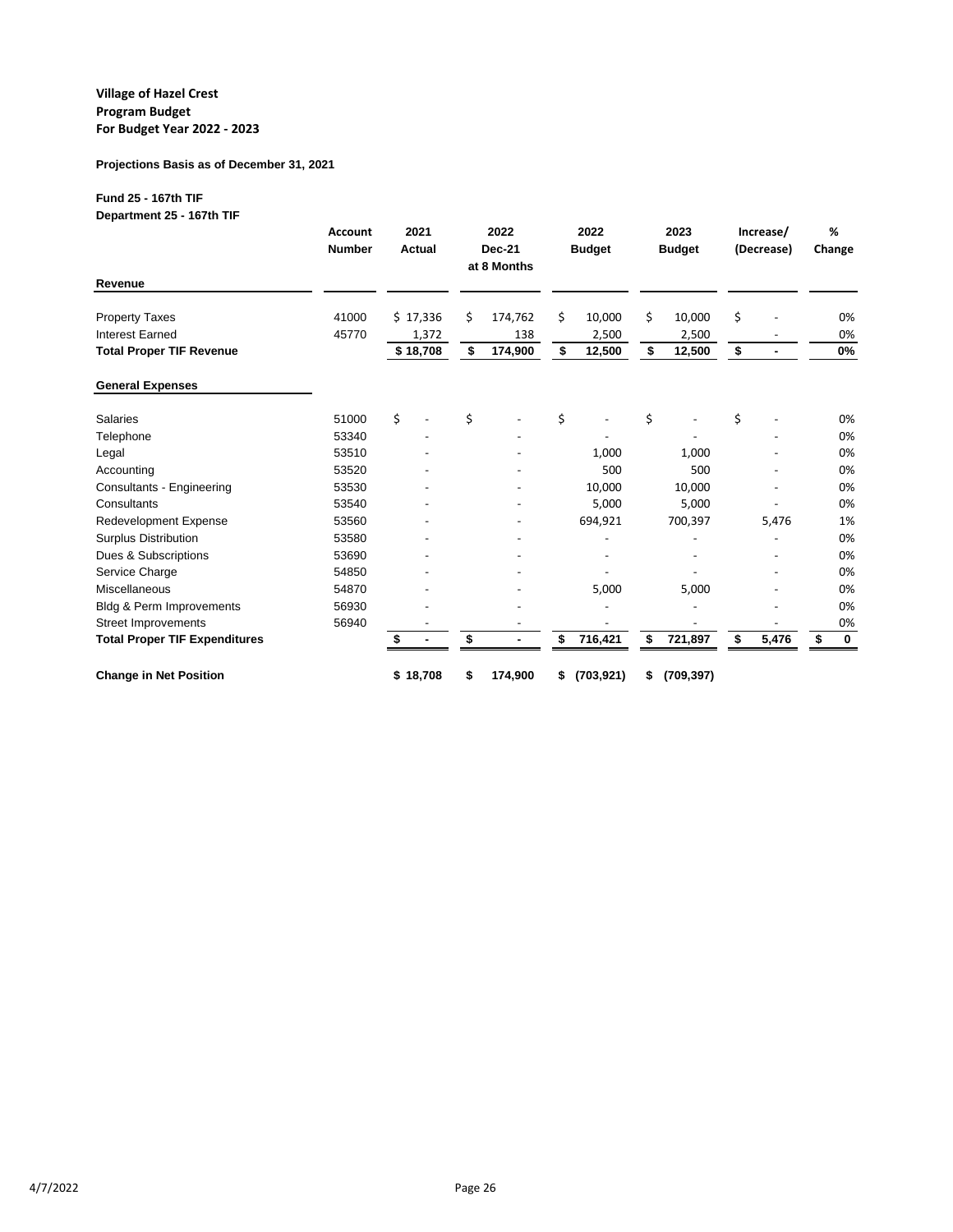**Village of Hazel Crest**
**Program Budget**
**For Budget Year 2022 - 2023**

**Projections Basis as of December 31, 2021**

**Fund 25 - 167th TIF**
**Department 25 - 167th TIF**

| | Account Number | 2021 Actual | 2022 Dec-21 at 8 Months | 2022 Budget | 2023 Budget | Increase/ (Decrease) | % Change |
|---|---|---|---|---|---|---|---|
| **Revenue** | | | | | | | |
| Property Taxes | 41000 | $ 17,336 | $ 174,762 | $ 10,000 | $ 10,000 | $ - | 0% |
| Interest Earned | 45770 | 1,372 | 138 | 2,500 | 2,500 | - | 0% |
| **Total Proper TIF Revenue** | | **$ 18,708** | **$ 174,900** | **$ 12,500** | **$ 12,500** | **$ -** | **0%** |
| **General Expenses** | | | | | | | |
| Salaries | 51000 | $ - | $ - | $ - | $ - | $ - | 0% |
| Telephone | 53340 | - | - | - | - | - | 0% |
| Legal | 53510 | - | - | 1,000 | 1,000 | - | 0% |
| Accounting | 53520 | - | - | 500 | 500 | - | 0% |
| Consultants - Engineering | 53530 | - | - | 10,000 | 10,000 | - | 0% |
| Consultants | 53540 | - | - | 5,000 | 5,000 | - | 0% |
| Redevelopment Expense | 53560 | - | - | 694,921 | 700,397 | 5,476 | 1% |
| Surplus Distribution | 53580 | - | - | - | - | - | 0% |
| Dues & Subscriptions | 53690 | - | - | - | - | - | 0% |
| Service Charge | 54850 | - | - | - | - | - | 0% |
| Miscellaneous | 54870 | - | - | 5,000 | 5,000 | - | 0% |
| Bldg & Perm Improvements | 56930 | - | - | - | - | - | 0% |
| Street Improvements | 56940 | - | - | - | - | - | 0% |
| **Total Proper TIF Expenditures** | | **$ -** | **$ -** | **$ 716,421** | **$ 721,897** | **$ 5,476** | **$ 0** |
| **Change in Net Position** | | **$ 18,708** | **$ 174,900** | **$ (703,921)** | **$ (709,397)** | | |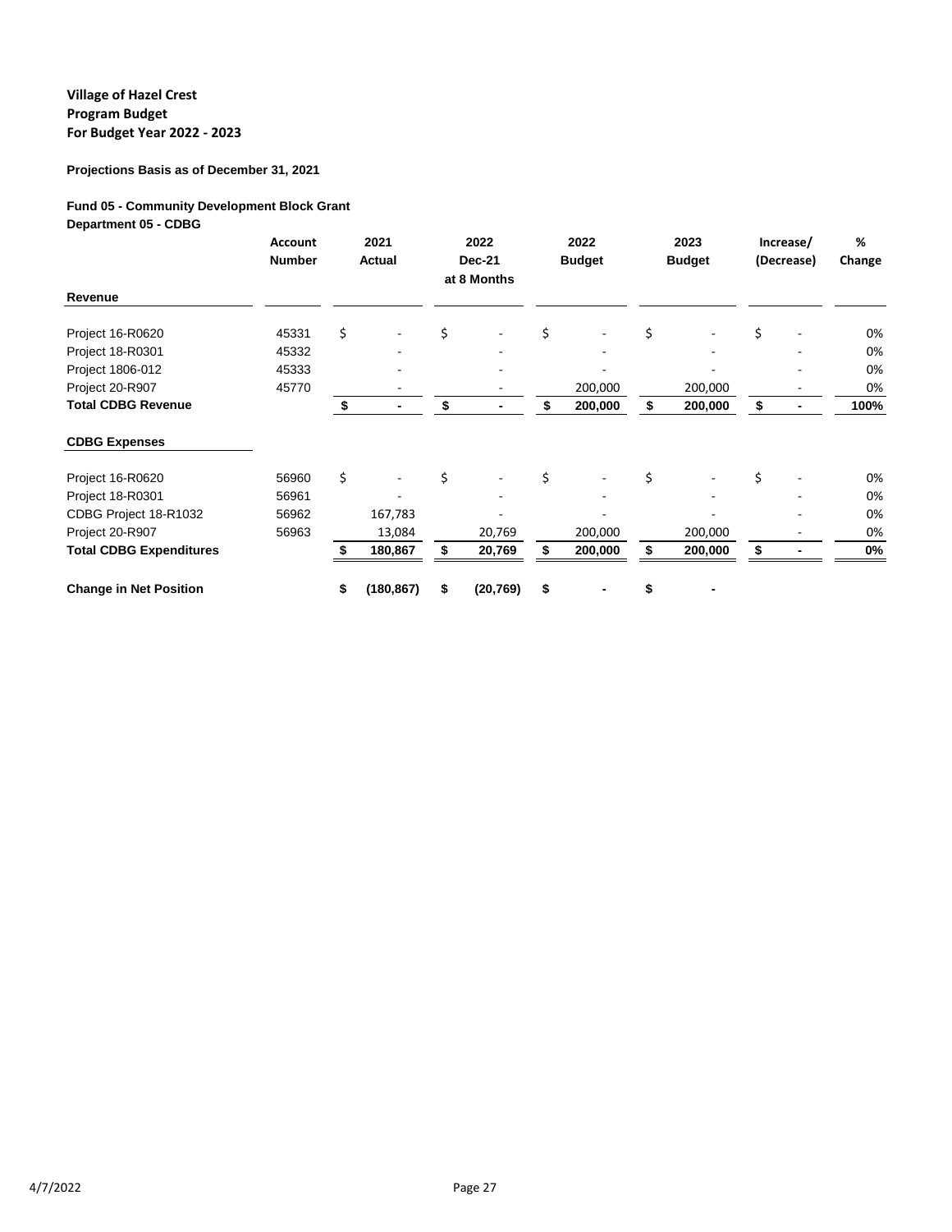**Village of Hazel Crest**
**Program Budget**
**For Budget Year 2022 - 2023**

**Projections Basis as of December 31, 2021**

**Fund 05 - Community Development Block Grant**
**Department 05 - CDBG**

| | Account Number | 2021 Actual | 2022 Dec-21 at 8 Months | 2022 Budget | 2023 Budget | Increase/ (Decrease) | % Change |
|---|---|---|---|---|---|---|---|
| **Revenue** | | | | | | | |
| Project 16-R0620 | 45331 | $ - | $ - | $ - | $ - | $ - | 0% |
| Project 18-R0301 | 45332 | - | - | - | - | - | 0% |
| Project 1806-012 | 45333 | - | - | - | - | - | 0% |
| Project 20-R907 | 45770 | - | - | 200,000 | 200,000 | - | 0% |
| **Total CDBG Revenue** | | **$ -** | **$ -** | **$ 200,000** | **$ 200,000** | **$ -** | **100%** |
| **CDBG Expenses** | | | | | | | |
| Project 16-R0620 | 56960 | $ - | $ - | $ - | $ - | $ - | 0% |
| Project 18-R0301 | 56961 | - | - | - | - | - | 0% |
| CDBG Project 18-R1032 | 56962 | 167,783 | - | - | - | - | 0% |
| Project 20-R907 | 56963 | 13,084 | 20,769 | 200,000 | 200,000 | - | 0% |
| **Total CDBG Expenditures** | | **$ 180,867** | **$ 20,769** | **$ 200,000** | **$ 200,000** | **$ -** | **0%** |
| **Change in Net Position** | | **$ (180,867)** | **$ (20,769)** | **$ -** | **$ -** | | |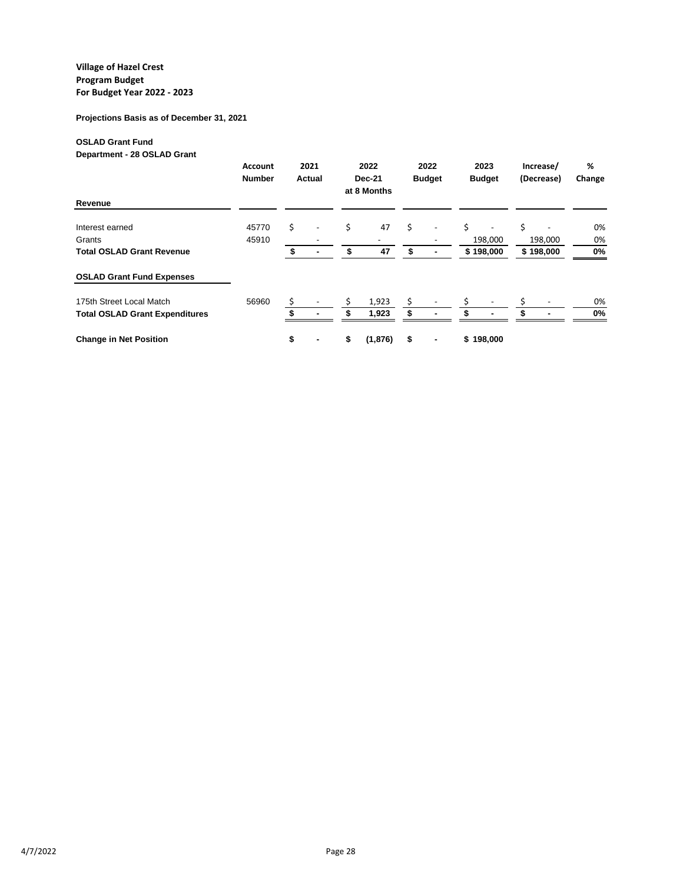**Village of Hazel Crest**
**Program Budget**
**For Budget Year 2022 - 2023**

**Projections Basis as of December 31, 2021**

**OSLAD Grant Fund**
**Department - 28 OSLAD Grant**

| | Account Number | 2021 Actual | 2022 Dec-21 at 8 Months | 2022 Budget | 2023 Budget | Increase/ (Decrease) | % Change |
|---|---|---|---|---|---|---|---|
| **Revenue** | | | | | | | |
| Interest earned | 45770 | $ - | $ 47 | $ - | $ - | $ - | 0% |
| Grants | 45910 | - | - | - | 198,000 | 198,000 | 0% |
| **Total OSLAD Grant Revenue** | | **$ -** | **$ 47** | **$ -** | **$ 198,000** | **$ 198,000** | **0%** |
| **OSLAD Grant Fund Expenses** | | | | | | | |
| 175th Street Local Match | 56960 | $ - | $ 1,923 | $ - | $ - | $ - | 0% |
| **Total OSLAD Grant Expenditures** | | **$ -** | **$ 1,923** | **$ -** | **$ -** | **$ -** | **0%** |
| **Change in Net Position** | | **$ -** | **$ (1,876)** | **$ -** | **$ 198,000** | | |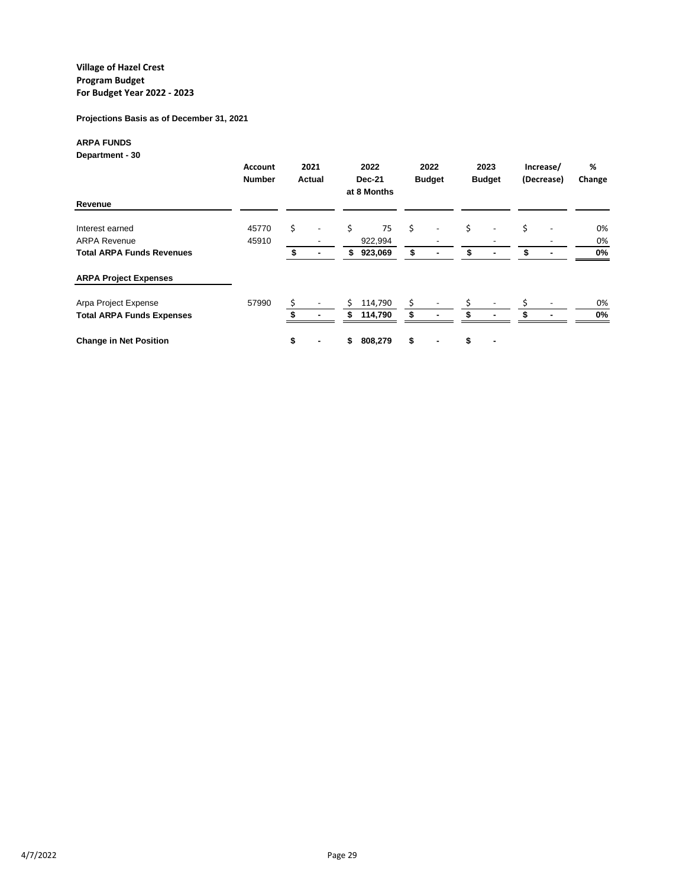**Village of Hazel Crest**
**Program Budget**
**For Budget Year 2022 - 2023**

**Projections Basis as of December 31, 2021**

**ARPA FUNDS**
**Department - 30**

| | Account Number | 2021 Actual | 2022 Dec-21 at 8 Months | 2022 Budget | 2023 Budget | Increase/ (Decrease) | % Change |
|---|---|---|---|---|---|---|---|
| **Revenue** | | | | | | | |
| Interest earned | 45770 | $ - | $ 75 | $ - | $ - | $ - | 0% |
| ARPA Revenue | 45910 | - | 922,994 | - | - | - | 0% |
| **Total ARPA Funds Revenues** | | **$ -** | **$ 923,069** | **$ -** | **$ -** | **$ -** | **0%** |
| **ARPA Project Expenses** | | | | | | | |
| Arpa Project Expense | 57990 | $ - | $ 114,790 | $ - | $ - | $ - | 0% |
| **Total ARPA Funds Expenses** | | **$ -** | **$ 114,790** | **$ -** | **$ -** | **$ -** | **0%** |
| **Change in Net Position** | | **$ -** | **$ 808,279** | **$ -** | **$ -** | | |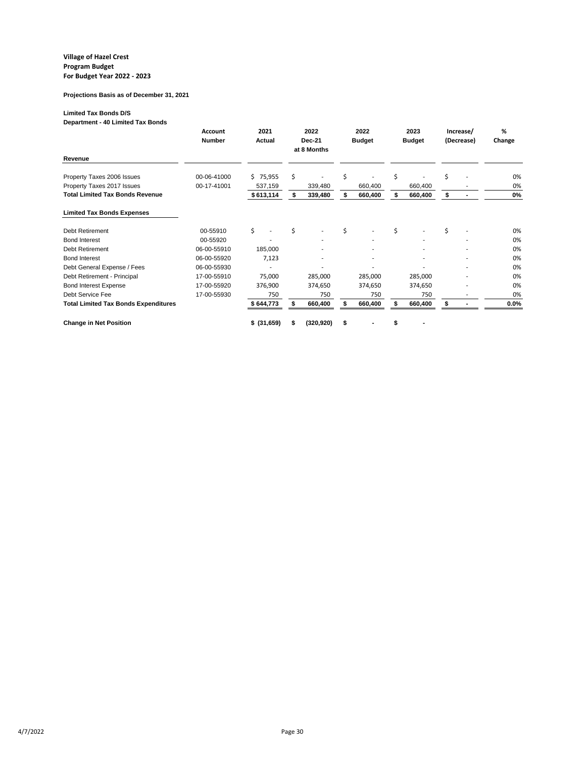**Village of Hazel Crest**
**Program Budget**
**For Budget Year 2022 - 2023**

**Projections Basis as of December 31, 2021**

**Limited Tax Bonds D/S**
**Department - 40 Limited Tax Bonds**

| Revenue | Account Number | 2021 Actual | 2022 Dec-21 at 8 Months | 2022 Budget | 2023 Budget | Increase/ (Decrease) | % Change |
|---|---|---|---|---|---|---|---|
| Property Taxes 2006 Issues | 00-06-41000 | $ 75,955 | $ - | $ - | $ - | $ - | 0% |
| Property Taxes 2017 Issues | 00-17-41001 | 537,159 | 339,480 | 660,400 | 660,400 | - | 0% |
| **Total Limited Tax Bonds Revenue** | | **$ 613,114** | **$ 339,480** | **$ 660,400** | **$ 660,400** | **$ -** | **0%** |
| **Limited Tax Bonds Expenses** | | | | | | | |
| Debt Retirement | 00-55910 | $ - | $ - | $ - | $ - | $ - | 0% |
| Bond Interest | 00-55920 | - | - | - | - | - | 0% |
| Debt Retirement | 06-00-55910 | 185,000 | - | - | - | - | 0% |
| Bond Interest | 06-00-55920 | 7,123 | - | - | - | - | 0% |
| Debt General Expense / Fees | 06-00-55930 | - | - | - | - | - | 0% |
| Debt Retirement - Principal | 17-00-55910 | 75,000 | 285,000 | 285,000 | 285,000 | - | 0% |
| Bond Interest Expense | 17-00-55920 | 376,900 | 374,650 | 374,650 | 374,650 | - | 0% |
| Debt Service Fee | 17-00-55930 | 750 | 750 | 750 | 750 | - | 0% |
| **Total Limited Tax Bonds Expenditures** | | **$ 644,773** | **$ 660,400** | **$ 660,400** | **$ 660,400** | **$ -** | **0.0%** |
| **Change in Net Position** | | **$ (31,659)** | **$ (320,920)** | **$ -** | **$ -** | | |

4/7/2022